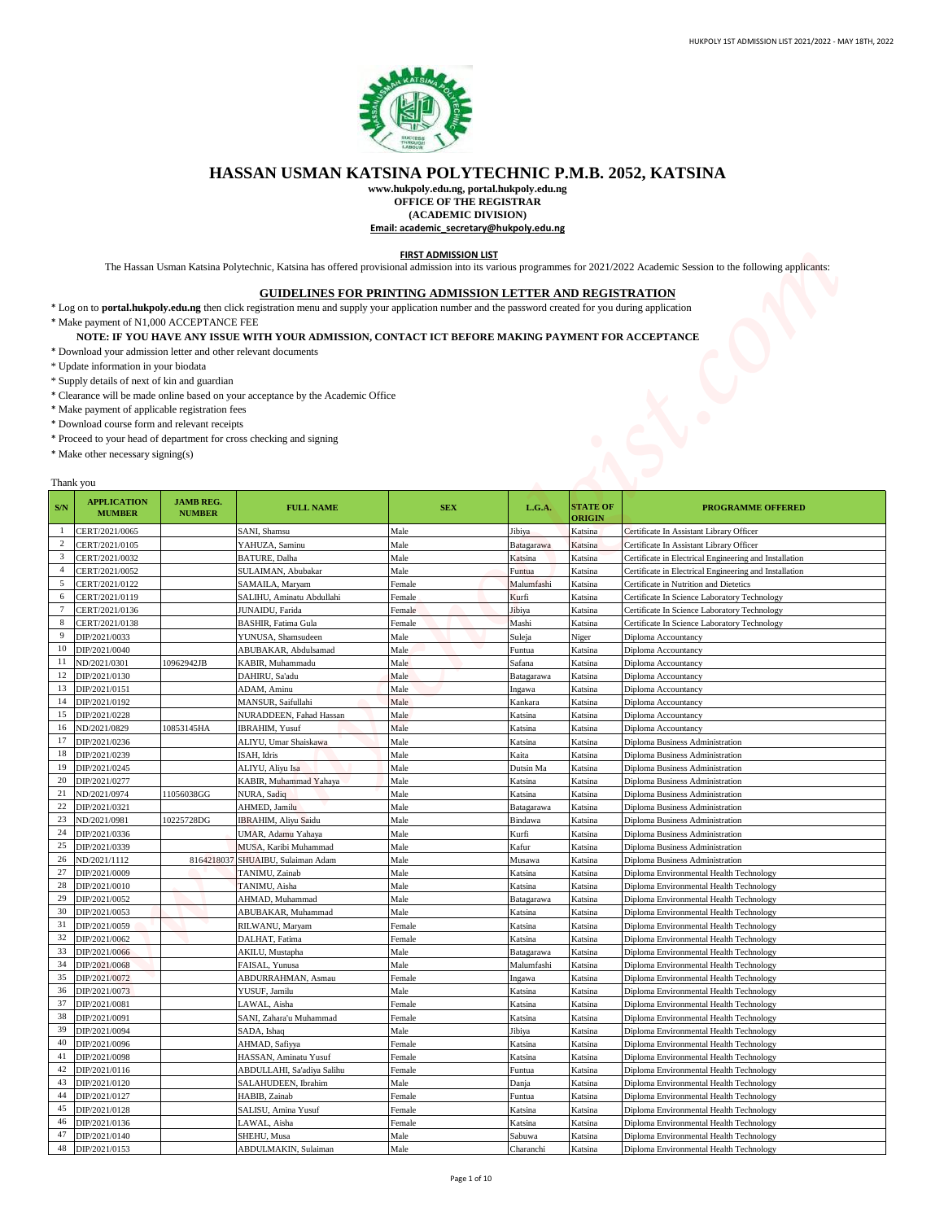# HASSAN USMAN KATSINA POLYTECHNIC P.M.B. 2052, KATSINA

**www.hukpoly.edu.ng, portal.hukpoly.edu.ng**
**OFFICE OF THE REGISTRAR**
**(ACADEMIC DIVISION)**
**Email: academic_secretary@hukpoly.edu.ng**

**FIRST ADMISSION LIST**

The Hassan Usman Katsina Polytechnic, Katsina has offered provisional admission into its various programmes for 2021/2022 Academic Session to the following applicants:

## GUIDELINES FOR PRINTING ADMISSION LETTER AND REGISTRATION

* Log on to **portal.hukpoly.edu.ng** then click registration menu and supply your application number and the password created for you during application
* Make payment of N1,000 ACCEPTANCE FEE

**NOTE: IF YOU HAVE ANY ISSUE WITH YOUR ADMISSION, CONTACT ICT BEFORE MAKING PAYMENT FOR ACCEPTANCE**

* Download your admission letter and other relevant documents
* Update information in your biodata
* Supply details of next of kin and guardian
* Clearance will be made online based on your acceptance by the Academic Office
* Make payment of applicable registration fees
* Download course form and relevant receipts
* Proceed to your head of department for cross checking and signing
* Make other necessary signing(s)

Thank you

| S/N | APPLICATION MUMBER | JAMB REG. NUMBER | FULL NAME | SEX | L.G.A. | STATE OF ORIGIN | PROGRAMME OFFERED |
|---|---|---|---|---|---|---|---|
| 1 | CERT/2021/0065 | | SANI, Shamsu | Male | Jibiya | Katsina | Certificate In Assistant Library Officer |
| 2 | CERT/2021/0105 | | YAHUZA, Saminu | Male | Batagarawa | Katsina | Certificate In Assistant Library Officer |
| 3 | CERT/2021/0032 | | BATURE, Dalha | Male | Katsina | Katsina | Certificate in Electrical Engineering and Installation |
| 4 | CERT/2021/0052 | | SULAIMAN, Abubakar | Male | Funtua | Katsina | Certificate in Electrical Engineering and Installation |
| 5 | CERT/2021/0122 | | SAMAILA, Maryam | Female | Malumfashi | Katsina | Certificate in Nutrition and Dietetics |
| 6 | CERT/2021/0119 | | SALIHU, Aminatu Abdullahi | Female | Kurfi | Katsina | Certificate In Science Laboratory Technology |
| 7 | CERT/2021/0136 | | JUNAIDU, Farida | Female | Jibiya | Katsina | Certificate In Science Laboratory Technology |
| 8 | CERT/2021/0138 | | BASHIR, Fatima Gula | Female | Mashi | Katsina | Certificate In Science Laboratory Technology |
| 9 | DIP/2021/0033 | | YUNUSA, Shamsudeen | Male | Suleja | Niger | Diploma Accountancy |
| 10 | DIP/2021/0040 | | ABUBAKAR, Abdulsamad | Male | Funtua | Katsina | Diploma Accountancy |
| 11 | ND/2021/0301 | 10962942JB | KABIR, Muhammadu | Male | Safana | Katsina | Diploma Accountancy |
| 12 | DIP/2021/0130 | | DAHIRU, Sa'adu | Male | Batagarawa | Katsina | Diploma Accountancy |
| 13 | DIP/2021/0151 | | ADAM, Aminu | Male | Ingawa | Katsina | Diploma Accountancy |
| 14 | DIP/2021/0192 | | MANSUR, Saifullahi | Male | Kankara | Katsina | Diploma Accountancy |
| 15 | DIP/2021/0228 | | NURADDEEN, Fahad Hassan | Male | Katsina | Katsina | Diploma Accountancy |
| 16 | ND/2021/0829 | 10853145HA | IBRAHIM, Yusuf | Male | Katsina | Katsina | Diploma Accountancy |
| 17 | DIP/2021/0236 | | ALIYU, Umar Shaiskawa | Male | Katsina | Katsina | Diploma Business Administration |
| 18 | DIP/2021/0239 | | ISAH, Idris | Male | Kaita | Katsina | Diploma Business Administration |
| 19 | DIP/2021/0245 | | ALIYU, Aliyu Isa | Male | Dutsin Ma | Katsina | Diploma Business Administration |
| 20 | DIP/2021/0277 | | KABIR, Muhammad Yahaya | Male | Katsina | Katsina | Diploma Business Administration |
| 21 | ND/2021/0974 | 11056038GG | NURA, Sadiq | Male | Katsina | Katsina | Diploma Business Administration |
| 22 | DIP/2021/0321 | | AHMED, Jamilu | Male | Batagarawa | Katsina | Diploma Business Administration |
| 23 | ND/2021/0981 | 10225728DG | IBRAHIM, Aliyu Saidu | Male | Bindawa | Katsina | Diploma Business Administration |
| 24 | DIP/2021/0336 | | UMAR, Adamu Yahaya | Male | Kurfi | Katsina | Diploma Business Administration |
| 25 | DIP/2021/0339 | | MUSA, Karibi Muhammad | Male | Kafur | Katsina | Diploma Business Administration |
| 26 | ND/2021/1112 | 8164218037 | SHUAIBU, Sulaiman Adam | Male | Musawa | Katsina | Diploma Business Administration |
| 27 | DIP/2021/0009 | | TANIMU, Zainab | Male | Katsina | Katsina | Diploma Environmental Health Technology |
| 28 | DIP/2021/0010 | | TANIMU, Aisha | Male | Katsina | Katsina | Diploma Environmental Health Technology |
| 29 | DIP/2021/0052 | | AHMAD, Muhammad | Male | Batagarawa | Katsina | Diploma Environmental Health Technology |
| 30 | DIP/2021/0053 | | ABUBAKAR, Muhammad | Male | Katsina | Katsina | Diploma Environmental Health Technology |
| 31 | DIP/2021/0059 | | RILWANU, Maryam | Female | Katsina | Katsina | Diploma Environmental Health Technology |
| 32 | DIP/2021/0062 | | DALHAT, Fatima | Female | Katsina | Katsina | Diploma Environmental Health Technology |
| 33 | DIP/2021/0066 | | AKILU, Mustapha | Male | Batagarawa | Katsina | Diploma Environmental Health Technology |
| 34 | DIP/2021/0068 | | FAISAL, Yunusa | Male | Malumfashi | Katsina | Diploma Environmental Health Technology |
| 35 | DIP/2021/0072 | | ABDURRAHMAN, Asmau | Female | Ingawa | Katsina | Diploma Environmental Health Technology |
| 36 | DIP/2021/0073 | | YUSUF, Jamilu | Male | Katsina | Katsina | Diploma Environmental Health Technology |
| 37 | DIP/2021/0081 | | LAWAL, Aisha | Female | Katsina | Katsina | Diploma Environmental Health Technology |
| 38 | DIP/2021/0091 | | SANI, Zahara'u Muhammad | Female | Katsina | Katsina | Diploma Environmental Health Technology |
| 39 | DIP/2021/0094 | | SADA, Ishaq | Male | Jibiya | Katsina | Diploma Environmental Health Technology |
| 40 | DIP/2021/0096 | | AHMAD, Safiyya | Female | Katsina | Katsina | Diploma Environmental Health Technology |
| 41 | DIP/2021/0098 | | HASSAN, Aminatu Yusuf | Female | Katsina | Katsina | Diploma Environmental Health Technology |
| 42 | DIP/2021/0116 | | ABDULLAHI, Sa'adiya Salihu | Female | Funtua | Katsina | Diploma Environmental Health Technology |
| 43 | DIP/2021/0120 | | SALAHUDEEN, Ibrahim | Male | Danja | Katsina | Diploma Environmental Health Technology |
| 44 | DIP/2021/0127 | | HABIB, Zainab | Female | Funtua | Katsina | Diploma Environmental Health Technology |
| 45 | DIP/2021/0128 | | SALISU, Amina Yusuf | Female | Katsina | Katsina | Diploma Environmental Health Technology |
| 46 | DIP/2021/0136 | | LAWAL, Aisha | Female | Katsina | Katsina | Diploma Environmental Health Technology |
| 47 | DIP/2021/0140 | | SHEHU, Musa | Male | Sabuwa | Katsina | Diploma Environmental Health Technology |
| 48 | DIP/2021/0153 | | ABDULMAKIN, Sulaiman | Male | Charanchi | Katsina | Diploma Environmental Health Technology |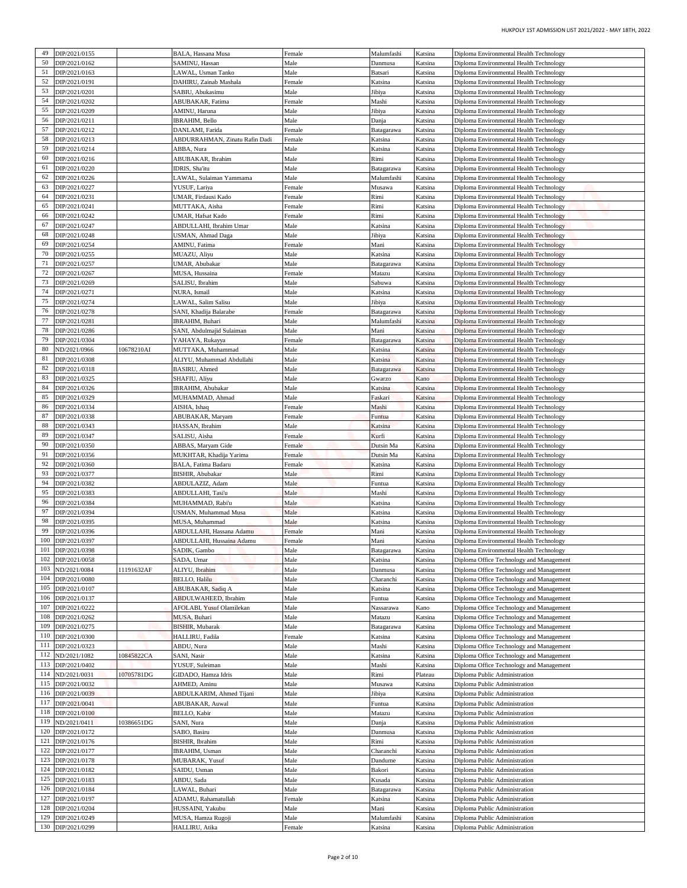| | | | | | | | |
|---|---|---|---|---|---|---|---|
| 49 | DIP/2021/0155 | | BALA, Hassana Musa | Female | Malumfashi | Katsina | Diploma Environmental Health Technology |
| 50 | DIP/2021/0162 | | SAMINU, Hassan | Male | Danmusa | Katsina | Diploma Environmental Health Technology |
| 51 | DIP/2021/0163 | | LAWAL, Usman Tanko | Male | Batsari | Katsina | Diploma Environmental Health Technology |
| 52 | DIP/2021/0191 | | DAHIRU, Zainab Mashala | Female | Katsina | Katsina | Diploma Environmental Health Technology |
| 53 | DIP/2021/0201 | | SABIU, Abukasimu | Male | Jibiya | Katsina | Diploma Environmental Health Technology |
| 54 | DIP/2021/0202 | | ABUBAKAR, Fatima | Female | Mashi | Katsina | Diploma Environmental Health Technology |
| 55 | DIP/2021/0209 | | AMINU, Haruna | Male | Jibiya | Katsina | Diploma Environmental Health Technology |
| 56 | DIP/2021/0211 | | IBRAHIM, Bello | Male | Danja | Katsina | Diploma Environmental Health Technology |
| 57 | DIP/2021/0212 | | DANLAMI, Farida | Female | Batagarawa | Katsina | Diploma Environmental Health Technology |
| 58 | DIP/2021/0213 | | ABDURRAHMAN, Zinatu Rafin Dadi | Female | Katsina | Katsina | Diploma Environmental Health Technology |
| 59 | DIP/2021/0214 | | ABBA, Nura | Male | Katsina | Katsina | Diploma Environmental Health Technology |
| 60 | DIP/2021/0216 | | ABUBAKAR, Ibrahim | Male | Rimi | Katsina | Diploma Environmental Health Technology |
| 61 | DIP/2021/0220 | | IDRIS, Sha'itu | Male | Batagarawa | Katsina | Diploma Environmental Health Technology |
| 62 | DIP/2021/0226 | | LAWAL, Sulaiman Yammama | Male | Malumfashi | Katsina | Diploma Environmental Health Technology |
| 63 | DIP/2021/0227 | | YUSUF, Lariya | Female | Musawa | Katsina | Diploma Environmental Health Technology |
| 64 | DIP/2021/0231 | | UMAR, Firdausi Kado | Female | Rimi | Katsina | Diploma Environmental Health Technology |
| 65 | DIP/2021/0241 | | MUTTAKA, Aisha | Female | Rimi | Katsina | Diploma Environmental Health Technology |
| 66 | DIP/2021/0242 | | UMAR, Hafsat Kado | Female | Rimi | Katsina | Diploma Environmental Health Technology |
| 67 | DIP/2021/0247 | | ABDULLAHI, Ibrahim Umar | Male | Katsina | Katsina | Diploma Environmental Health Technology |
| 68 | DIP/2021/0248 | | USMAN, Ahmad Daga | Male | Jibiya | Katsina | Diploma Environmental Health Technology |
| 69 | DIP/2021/0254 | | AMINU, Fatima | Female | Mani | Katsina | Diploma Environmental Health Technology |
| 70 | DIP/2021/0255 | | MUAZU, Aliyu | Male | Katsina | Katsina | Diploma Environmental Health Technology |
| 71 | DIP/2021/0257 | | UMAR, Abubakar | Male | Batagarawa | Katsina | Diploma Environmental Health Technology |
| 72 | DIP/2021/0267 | | MUSA, Hussaina | Female | Matazu | Katsina | Diploma Environmental Health Technology |
| 73 | DIP/2021/0269 | | SALISU, Ibrahim | Male | Sabuwa | Katsina | Diploma Environmental Health Technology |
| 74 | DIP/2021/0271 | | NURA, Ismail | Male | Katsina | Katsina | Diploma Environmental Health Technology |
| 75 | DIP/2021/0274 | | LAWAL, Salim Salisu | Male | Jibiya | Katsina | Diploma Environmental Health Technology |
| 76 | DIP/2021/0278 | | SANI, Khadija Balarabe | Female | Batagarawa | Katsina | Diploma Environmental Health Technology |
| 77 | DIP/2021/0281 | | IBRAHIM, Buhari | Male | Malumfashi | Katsina | Diploma Environmental Health Technology |
| 78 | DIP/2021/0286 | | SANI, Abdulmajid Sulaiman | Male | Mani | Katsina | Diploma Environmental Health Technology |
| 79 | DIP/2021/0304 | | YAHAYA, Rukayya | Female | Batagarawa | Katsina | Diploma Environmental Health Technology |
| 80 | ND/2021/0966 | 10678210AI | MUTTAKA, Muhammad | Male | Katsina | Katsina | Diploma Environmental Health Technology |
| 81 | DIP/2021/0308 | | ALIYU, Muhammad Abdullahi | Male | Katsina | Katsina | Diploma Environmental Health Technology |
| 82 | DIP/2021/0318 | | BASIRU, Ahmed | Male | Batagarawa | Katsina | Diploma Environmental Health Technology |
| 83 | DIP/2021/0325 | | SHAFIU, Aliyu | Male | Gwarzo | Kano | Diploma Environmental Health Technology |
| 84 | DIP/2021/0326 | | IBRAHIM, Abubakar | Male | Katsina | Katsina | Diploma Environmental Health Technology |
| 85 | DIP/2021/0329 | | MUHAMMAD, Ahmad | Male | Faskari | Katsina | Diploma Environmental Health Technology |
| 86 | DIP/2021/0334 | | AISHA, Ishaq | Female | Mashi | Katsina | Diploma Environmental Health Technology |
| 87 | DIP/2021/0338 | | ABUBAKAR, Maryam | Female | Funtua | Katsina | Diploma Environmental Health Technology |
| 88 | DIP/2021/0343 | | HASSAN, Ibrahim | Male | Katsina | Katsina | Diploma Environmental Health Technology |
| 89 | DIP/2021/0347 | | SALISU, Aisha | Female | Kurfi | Katsina | Diploma Environmental Health Technology |
| 90 | DIP/2021/0350 | | ABBAS, Maryam Gide | Female | Dutsin Ma | Katsina | Diploma Environmental Health Technology |
| 91 | DIP/2021/0356 | | MUKHTAR, Khadija Yarima | Female | Dutsin Ma | Katsina | Diploma Environmental Health Technology |
| 92 | DIP/2021/0360 | | BALA, Fatima Badaru | Female | Katsina | Katsina | Diploma Environmental Health Technology |
| 93 | DIP/2021/0377 | | BISHIR, Abubakar | Male | Rimi | Katsina | Diploma Environmental Health Technology |
| 94 | DIP/2021/0382 | | ABDULAZIZ, Adam | Male | Funtua | Katsina | Diploma Environmental Health Technology |
| 95 | DIP/2021/0383 | | ABDULLAHI, Tasi'u | Male | Mashi | Katsina | Diploma Environmental Health Technology |
| 96 | DIP/2021/0384 | | MUHAMMAD, Rabi'u | Male | Katsina | Katsina | Diploma Environmental Health Technology |
| 97 | DIP/2021/0394 | | USMAN, Muhammad Musa | Male | Katsina | Katsina | Diploma Environmental Health Technology |
| 98 | DIP/2021/0395 | | MUSA, Muhammad | Male | Katsina | Katsina | Diploma Environmental Health Technology |
| 99 | DIP/2021/0396 | | ABDULLAHI, Hassana Adamu | Female | Mani | Katsina | Diploma Environmental Health Technology |
| 100 | DIP/2021/0397 | | ABDULLAHI, Hussaina Adamu | Female | Mani | Katsina | Diploma Environmental Health Technology |
| 101 | DIP/2021/0398 | | SADIK, Gambo | Male | Batagarawa | Katsina | Diploma Environmental Health Technology |
| 102 | DIP/2021/0058 | | SADA, Umar | Male | Katsina | Katsina | Diploma Office Technology and Management |
| 103 | ND/2021/0084 | 11191632AF | ALIYU, Ibrahim | Male | Danmusa | Katsina | Diploma Office Technology and Management |
| 104 | DIP/2021/0080 | | BELLO, Halilu | Male | Charanchi | Katsina | Diploma Office Technology and Management |
| 105 | DIP/2021/0107 | | ABUBAKAR, Sadiq A | Male | Katsina | Katsina | Diploma Office Technology and Management |
| 106 | DIP/2021/0137 | | ABDULWAHEED, Ibrahim | Male | Funtua | Katsina | Diploma Office Technology and Management |
| 107 | DIP/2021/0222 | | AFOLABI, Yusuf Olamilekan | Male | Nassarawa | Kano | Diploma Office Technology and Management |
| 108 | DIP/2021/0262 | | MUSA, Buhari | Male | Matazu | Katsina | Diploma Office Technology and Management |
| 109 | DIP/2021/0275 | | BISHIR, Mubarak | Male | Batagarawa | Katsina | Diploma Office Technology and Management |
| 110 | DIP/2021/0300 | | HALLIRU, Fadila | Female | Katsina | Katsina | Diploma Office Technology and Management |
| 111 | DIP/2021/0323 | | ABDU, Nura | Male | Mashi | Katsina | Diploma Office Technology and Management |
| 112 | ND/2021/1082 | 10845822CA | SANI, Nasir | Male | Katsina | Katsina | Diploma Office Technology and Management |
| 113 | DIP/2021/0402 | | YUSUF, Suleiman | Male | Mashi | Katsina | Diploma Office Technology and Management |
| 114 | ND/2021/0031 | 10705781DG | GIDADO, Hamza Idris | Male | Rimi | Plateau | Diploma Public Administration |
| 115 | DIP/2021/0032 | | AHMED, Aminu | Male | Musawa | Katsina | Diploma Public Administration |
| 116 | DIP/2021/0039 | | ABDULKARIM, Ahmed Tijani | Male | Jibiya | Katsina | Diploma Public Administration |
| 117 | DIP/2021/0041 | | ABUBAKAR, Auwal | Male | Funtua | Katsina | Diploma Public Administration |
| 118 | DIP/2021/0100 | | BELLO, Kabir | Male | Matazu | Katsina | Diploma Public Administration |
| 119 | ND/2021/0411 | 10386651DG | SANI, Nura | Male | Danja | Katsina | Diploma Public Administration |
| 120 | DIP/2021/0172 | | SABO, Basiru | Male | Danmusa | Katsina | Diploma Public Administration |
| 121 | DIP/2021/0176 | | BISHIR, Ibrahim | Male | Rimi | Katsina | Diploma Public Administration |
| 122 | DIP/2021/0177 | | IBRAHIM, Usman | Male | Charanchi | Katsina | Diploma Public Administration |
| 123 | DIP/2021/0178 | | MUBARAK, Yusuf | Male | Dandume | Katsina | Diploma Public Administration |
| 124 | DIP/2021/0182 | | SAIDU, Usman | Male | Bakori | Katsina | Diploma Public Administration |
| 125 | DIP/2021/0183 | | ABDU, Sada | Male | Kusada | Katsina | Diploma Public Administration |
| 126 | DIP/2021/0184 | | LAWAL, Buhari | Male | Batagarawa | Katsina | Diploma Public Administration |
| 127 | DIP/2021/0197 | | ADAMU, Rahamatullah | Female | Katsina | Katsina | Diploma Public Administration |
| 128 | DIP/2021/0204 | | HUSSAINI, Yakubu | Male | Mani | Katsina | Diploma Public Administration |
| 129 | DIP/2021/0249 | | MUSA, Hamza Rugoji | Male | Malumfashi | Katsina | Diploma Public Administration |
| 130 | DIP/2021/0299 | | HALLIRU, Atika | Female | Katsina | Katsina | Diploma Public Administration |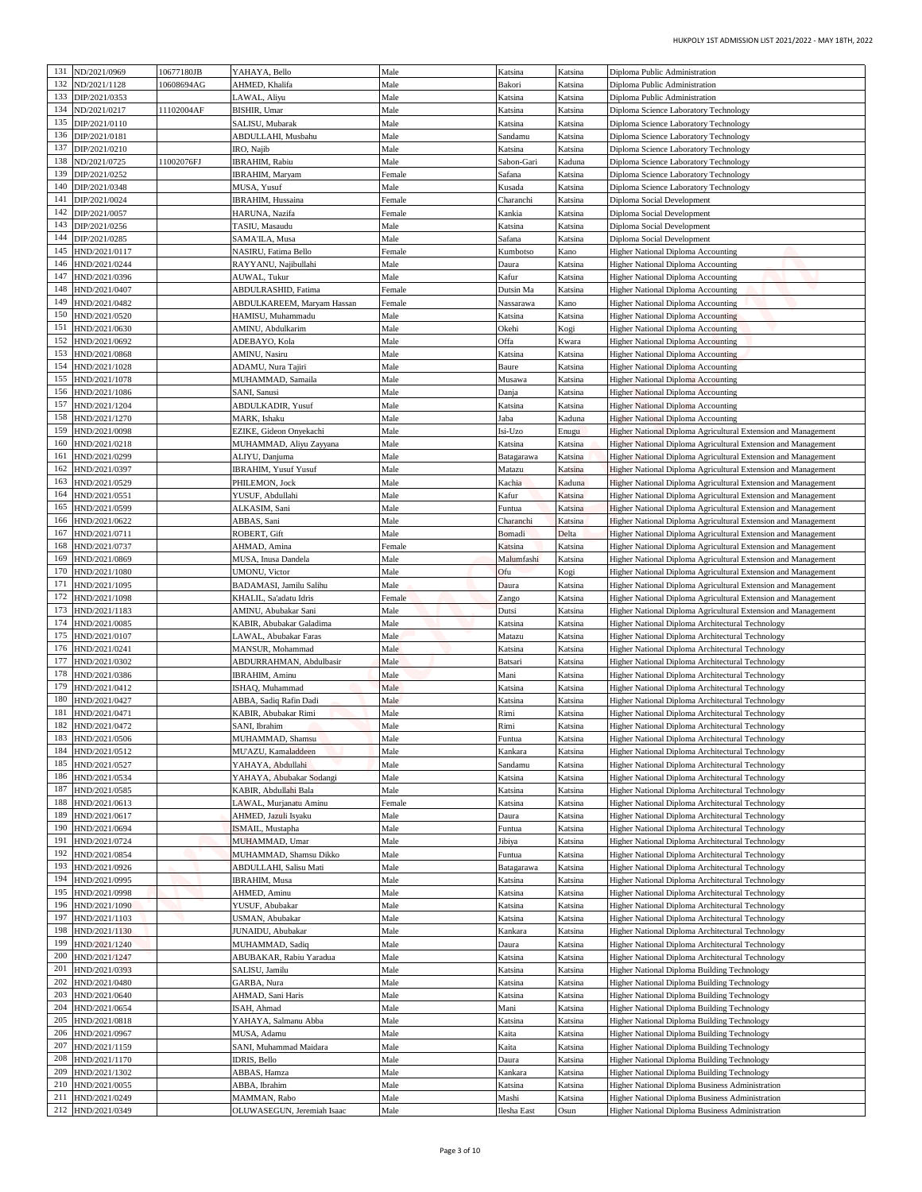| 131 | ND/2021/0969 | 10677180JB | YAHAYA, Bello | Male | Katsina | Katsina | Diploma Public Administration |
|---|---|---|---|---|---|---|---|
| 132 | ND/2021/1128 | 10608694AG | AHMED, Khalifa | Male | Bakori | Katsina | Diploma Public Administration |
| 133 | DIP/2021/0353 | | LAWAL, Aliyu | Male | Katsina | Katsina | Diploma Public Administration |
| 134 | ND/2021/0217 | 11102004AF | BISHIR, Umar | Male | Katsina | Katsina | Diploma Science Laboratory Technology |
| 135 | DIP/2021/0110 | | SALISU, Mubarak | Male | Katsina | Katsina | Diploma Science Laboratory Technology |
| 136 | DIP/2021/0181 | | ABDULLAHI, Musbahu | Male | Sandamu | Katsina | Diploma Science Laboratory Technology |
| 137 | DIP/2021/0210 | | IRO, Najib | Male | Katsina | Katsina | Diploma Science Laboratory Technology |
| 138 | ND/2021/0725 | 11002076FJ | IBRAHIM, Rabiu | Male | Sabon-Gari | Kaduna | Diploma Science Laboratory Technology |
| 139 | DIP/2021/0252 | | IBRAHIM, Maryam | Female | Safana | Katsina | Diploma Science Laboratory Technology |
| 140 | DIP/2021/0348 | | MUSA, Yusuf | Male | Kusada | Katsina | Diploma Science Laboratory Technology |
| 141 | DIP/2021/0024 | | IBRAHIM, Hussaina | Female | Charanchi | Katsina | Diploma Social Development |
| 142 | DIP/2021/0057 | | HARUNA, Nazifa | Female | Kankia | Katsina | Diploma Social Development |
| 143 | DIP/2021/0256 | | TASIU, Masaudu | Male | Katsina | Katsina | Diploma Social Development |
| 144 | DIP/2021/0285 | | SAMA'ILA, Musa | Male | Safana | Katsina | Diploma Social Development |
| 145 | HND/2021/0117 | | NASIRU, Fatima Bello | Female | Kumbotso | Kano | Higher National Diploma Accounting |
| 146 | HND/2021/0244 | | RAYYANU, Najibullahi | Male | Daura | Katsina | Higher National Diploma Accounting |
| 147 | HND/2021/0396 | | AUWAL, Tukur | Male | Kafur | Katsina | Higher National Diploma Accounting |
| 148 | HND/2021/0407 | | ABDULRASHID, Fatima | Female | Dutsin Ma | Katsina | Higher National Diploma Accounting |
| 149 | HND/2021/0482 | | ABDULKAREEM, Maryam Hassan | Female | Nassarawa | Kano | Higher National Diploma Accounting |
| 150 | HND/2021/0520 | | HAMISU, Muhammadu | Male | Katsina | Katsina | Higher National Diploma Accounting |
| 151 | HND/2021/0630 | | AMINU, Abdulkarim | Male | Okehi | Kogi | Higher National Diploma Accounting |
| 152 | HND/2021/0692 | | ADEBAYO, Kola | Male | Offa | Kwara | Higher National Diploma Accounting |
| 153 | HND/2021/0868 | | AMINU, Nasiru | Male | Katsina | Katsina | Higher National Diploma Accounting |
| 154 | HND/2021/1028 | | ADAMU, Nura Tajiri | Male | Baure | Katsina | Higher National Diploma Accounting |
| 155 | HND/2021/1078 | | MUHAMMAD, Samaila | Male | Musawa | Katsina | Higher National Diploma Accounting |
| 156 | HND/2021/1086 | | SANI, Sanusi | Male | Danja | Katsina | Higher National Diploma Accounting |
| 157 | HND/2021/1204 | | ABDULKADIR, Yusuf | Male | Katsina | Katsina | Higher National Diploma Accounting |
| 158 | HND/2021/1270 | | MARK, Ishaku | Male | Jaba | Kaduna | Higher National Diploma Accounting |
| 159 | HND/2021/0098 | | EZIKE, Gideon Onyekachi | Male | Isi-Uzo | Enugu | Higher National Diploma Agricultural Extension and Management |
| 160 | HND/2021/0218 | | MUHAMMAD, Aliyu Zayyana | Male | Katsina | Katsina | Higher National Diploma Agricultural Extension and Management |
| 161 | HND/2021/0299 | | ALIYU, Danjuma | Male | Batagarawa | Katsina | Higher National Diploma Agricultural Extension and Management |
| 162 | HND/2021/0397 | | IBRAHIM, Yusuf Yusuf | Male | Matazu | Katsina | Higher National Diploma Agricultural Extension and Management |
| 163 | HND/2021/0529 | | PHILEMON, Jock | Male | Kachia | Kaduna | Higher National Diploma Agricultural Extension and Management |
| 164 | HND/2021/0551 | | YUSUF, Abdullahi | Male | Kafur | Katsina | Higher National Diploma Agricultural Extension and Management |
| 165 | HND/2021/0599 | | ALKASIM, Sani | Male | Funtua | Katsina | Higher National Diploma Agricultural Extension and Management |
| 166 | HND/2021/0622 | | ABBAS, Sani | Male | Charanchi | Katsina | Higher National Diploma Agricultural Extension and Management |
| 167 | HND/2021/0711 | | ROBERT, Gift | Male | Bomadi | Delta | Higher National Diploma Agricultural Extension and Management |
| 168 | HND/2021/0737 | | AHMAD, Amina | Female | Katsina | Katsina | Higher National Diploma Agricultural Extension and Management |
| 169 | HND/2021/0869 | | MUSA, Inusa Dandela | Male | Malumfashi | Katsina | Higher National Diploma Agricultural Extension and Management |
| 170 | HND/2021/1080 | | UMONU, Victor | Male | Ofu | Kogi | Higher National Diploma Agricultural Extension and Management |
| 171 | HND/2021/1095 | | BADAMASI, Jamilu Salihu | Male | Daura | Katsina | Higher National Diploma Agricultural Extension and Management |
| 172 | HND/2021/1098 | | KHALIL, Sa'adatu Idris | Female | Zango | Katsina | Higher National Diploma Agricultural Extension and Management |
| 173 | HND/2021/1183 | | AMINU, Abubakar Sani | Male | Dutsi | Katsina | Higher National Diploma Agricultural Extension and Management |
| 174 | HND/2021/0085 | | KABIR, Abubakar Galadima | Male | Katsina | Katsina | Higher National Diploma Architectural Technology |
| 175 | HND/2021/0107 | | LAWAL, Abubakar Faras | Male | Matazu | Katsina | Higher National Diploma Architectural Technology |
| 176 | HND/2021/0241 | | MANSUR, Mohammad | Male | Katsina | Katsina | Higher National Diploma Architectural Technology |
| 177 | HND/2021/0302 | | ABDURRAHMAN, Abdulbasir | Male | Batsari | Katsina | Higher National Diploma Architectural Technology |
| 178 | HND/2021/0386 | | IBRAHIM, Aminu | Male | Mani | Katsina | Higher National Diploma Architectural Technology |
| 179 | HND/2021/0412 | | ISHAQ, Muhammad | Male | Katsina | Katsina | Higher National Diploma Architectural Technology |
| 180 | HND/2021/0427 | | ABBA, Sadiq Rafin Dadi | Male | Katsina | Katsina | Higher National Diploma Architectural Technology |
| 181 | HND/2021/0471 | | KABIR, Abubakar Rimi | Male | Rimi | Katsina | Higher National Diploma Architectural Technology |
| 182 | HND/2021/0472 | | SANI, Ibrahim | Male | Rimi | Katsina | Higher National Diploma Architectural Technology |
| 183 | HND/2021/0506 | | MUHAMMAD, Shamsu | Male | Funtua | Katsina | Higher National Diploma Architectural Technology |
| 184 | HND/2021/0512 | | MU'AZU, Kamaladdeen | Male | Kankara | Katsina | Higher National Diploma Architectural Technology |
| 185 | HND/2021/0527 | | YAHAYA, Abdullahi | Male | Sandamu | Katsina | Higher National Diploma Architectural Technology |
| 186 | HND/2021/0534 | | YAHAYA, Abubakar Sodangi | Male | Katsina | Katsina | Higher National Diploma Architectural Technology |
| 187 | HND/2021/0585 | | KABIR, Abdullahi Bala | Male | Katsina | Katsina | Higher National Diploma Architectural Technology |
| 188 | HND/2021/0613 | | LAWAL, Murjanatu Aminu | Female | Katsina | Katsina | Higher National Diploma Architectural Technology |
| 189 | HND/2021/0617 | | AHMED, Jazuli Isyaku | Male | Daura | Katsina | Higher National Diploma Architectural Technology |
| 190 | HND/2021/0694 | | ISMAIL, Mustapha | Male | Funtua | Katsina | Higher National Diploma Architectural Technology |
| 191 | HND/2021/0724 | | MUHAMMAD, Umar | Male | Jibiya | Katsina | Higher National Diploma Architectural Technology |
| 192 | HND/2021/0854 | | MUHAMMAD, Shamsu Dikko | Male | Funtua | Katsina | Higher National Diploma Architectural Technology |
| 193 | HND/2021/0926 | | ABDULLAHI, Salisu Mati | Male | Batagarawa | Katsina | Higher National Diploma Architectural Technology |
| 194 | HND/2021/0995 | | IBRAHIM, Musa | Male | Katsina | Katsina | Higher National Diploma Architectural Technology |
| 195 | HND/2021/0998 | | AHMED, Aminu | Male | Katsina | Katsina | Higher National Diploma Architectural Technology |
| 196 | HND/2021/1090 | | YUSUF, Abubakar | Male | Katsina | Katsina | Higher National Diploma Architectural Technology |
| 197 | HND/2021/1103 | | USMAN, Abubakar | Male | Katsina | Katsina | Higher National Diploma Architectural Technology |
| 198 | HND/2021/1130 | | JUNAIDU, Abubakar | Male | Kankara | Katsina | Higher National Diploma Architectural Technology |
| 199 | HND/2021/1240 | | MUHAMMAD, Sadiq | Male | Daura | Katsina | Higher National Diploma Architectural Technology |
| 200 | HND/2021/1247 | | ABUBAKAR, Rabiu Yaradua | Male | Katsina | Katsina | Higher National Diploma Architectural Technology |
| 201 | HND/2021/0393 | | SALISU, Jamilu | Male | Katsina | Katsina | Higher National Diploma Building Technology |
| 202 | HND/2021/0480 | | GARBA, Nura | Male | Katsina | Katsina | Higher National Diploma Building Technology |
| 203 | HND/2021/0640 | | AHMAD, Sani Haris | Male | Katsina | Katsina | Higher National Diploma Building Technology |
| 204 | HND/2021/0654 | | ISAH, Ahmad | Male | Mani | Katsina | Higher National Diploma Building Technology |
| 205 | HND/2021/0818 | | YAHAYA, Salmanu Abba | Male | Katsina | Katsina | Higher National Diploma Building Technology |
| 206 | HND/2021/0967 | | MUSA, Adamu | Male | Kaita | Katsina | Higher National Diploma Building Technology |
| 207 | HND/2021/1159 | | SANI, Muhammad Maidara | Male | Kaita | Katsina | Higher National Diploma Building Technology |
| 208 | HND/2021/1170 | | IDRIS, Bello | Male | Daura | Katsina | Higher National Diploma Building Technology |
| 209 | HND/2021/1302 | | ABBAS, Hamza | Male | Kankara | Katsina | Higher National Diploma Building Technology |
| 210 | HND/2021/0055 | | ABBA, Ibrahim | Male | Katsina | Katsina | Higher National Diploma Business Administration |
| 211 | HND/2021/0249 | | MAMMAN, Rabo | Male | Mashi | Katsina | Higher National Diploma Business Administration |
| 212 | HND/2021/0349 | | OLUWASEGUN, Jeremiah Isaac | Male | Ilesha East | Osun | Higher National Diploma Business Administration |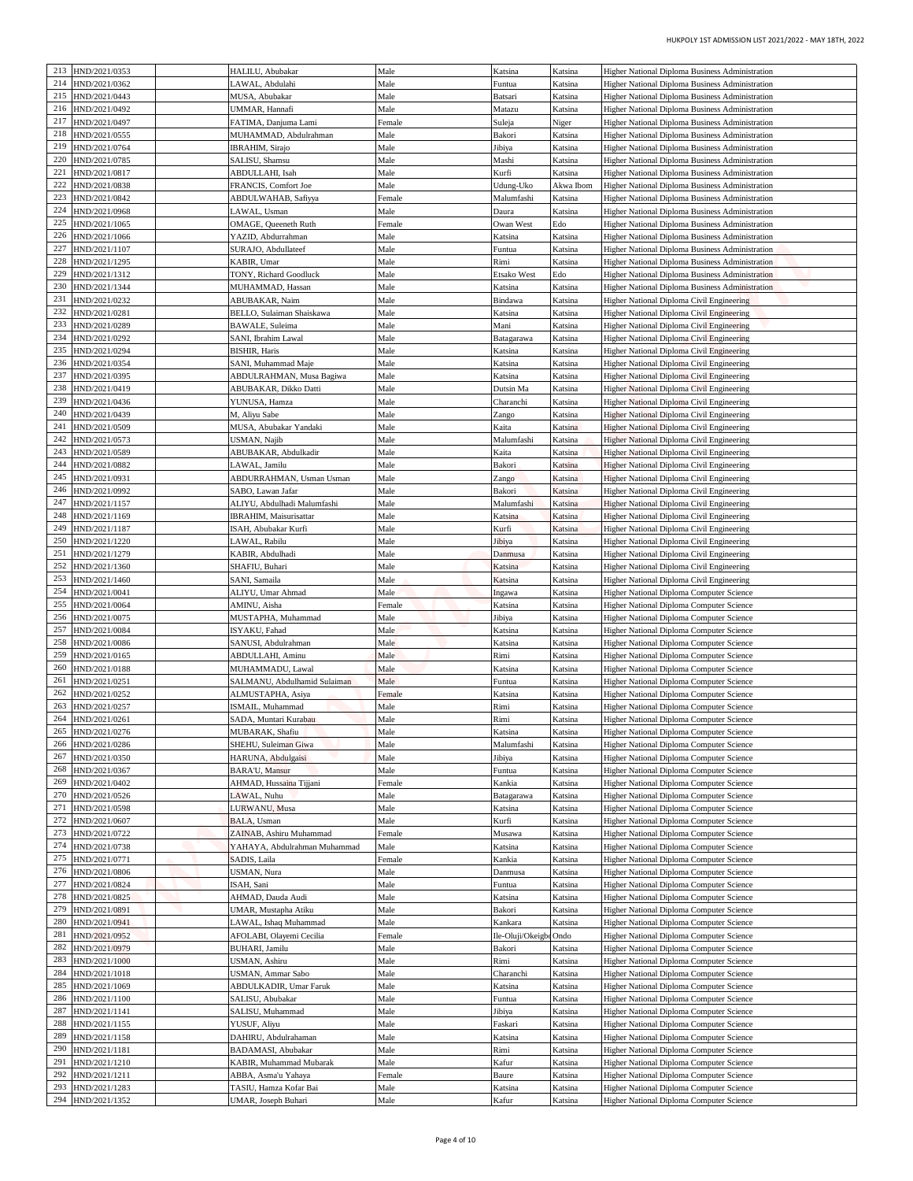| | | | | | | | |
|---|---|---|---|---|---|---|---|
| 213 | HND/2021/0353 | | HALILU, Abubakar | Male | Katsina | Katsina | Higher National Diploma Business Administration |
| 214 | HND/2021/0362 | | LAWAL, Abdulahi | Male | Funtua | Katsina | Higher National Diploma Business Administration |
| 215 | HND/2021/0443 | | MUSA, Abubakar | Male | Batsari | Katsina | Higher National Diploma Business Administration |
| 216 | HND/2021/0492 | | UMMAR, Hannafi | Male | Matazu | Katsina | Higher National Diploma Business Administration |
| 217 | HND/2021/0497 | | FATIMA, Danjuma Lami | Female | Suleja | Niger | Higher National Diploma Business Administration |
| 218 | HND/2021/0555 | | MUHAMMAD, Abdulrahman | Male | Bakori | Katsina | Higher National Diploma Business Administration |
| 219 | HND/2021/0764 | | IBRAHIM, Sirajo | Male | Jibiya | Katsina | Higher National Diploma Business Administration |
| 220 | HND/2021/0785 | | SALISU, Shamsu | Male | Mashi | Katsina | Higher National Diploma Business Administration |
| 221 | HND/2021/0817 | | ABDULLAHI, Isah | Male | Kurfi | Katsina | Higher National Diploma Business Administration |
| 222 | HND/2021/0838 | | FRANCIS, Comfort Joe | Male | Udung-Uko | Akwa Ibom | Higher National Diploma Business Administration |
| 223 | HND/2021/0842 | | ABDULWAHAB, Safiyya | Female | Malumfashi | Katsina | Higher National Diploma Business Administration |
| 224 | HND/2021/0968 | | LAWAL, Usman | Male | Daura | Katsina | Higher National Diploma Business Administration |
| 225 | HND/2021/1065 | | OMAGE, Queeneth Ruth | Female | Owan West | Edo | Higher National Diploma Business Administration |
| 226 | HND/2021/1066 | | YAZID, Abdurrahman | Male | Katsina | Katsina | Higher National Diploma Business Administration |
| 227 | HND/2021/1107 | | SURAJO, Abdullateef | Male | Funtua | Katsina | Higher National Diploma Business Administration |
| 228 | HND/2021/1295 | | KABIR, Umar | Male | Rimi | Katsina | Higher National Diploma Business Administration |
| 229 | HND/2021/1312 | | TONY, Richard Goodluck | Male | Etsako West | Edo | Higher National Diploma Business Administration |
| 230 | HND/2021/1344 | | MUHAMMAD, Hassan | Male | Katsina | Katsina | Higher National Diploma Business Administration |
| 231 | HND/2021/0232 | | ABUBAKAR, Naim | Male | Bindawa | Katsina | Higher National Diploma Civil Engineering |
| 232 | HND/2021/0281 | | BELLO, Sulaiman Shaiskawa | Male | Katsina | Katsina | Higher National Diploma Civil Engineering |
| 233 | HND/2021/0289 | | BAWALE, Suleima | Male | Mani | Katsina | Higher National Diploma Civil Engineering |
| 234 | HND/2021/0292 | | SANI, Ibrahim Lawal | Male | Batagarawa | Katsina | Higher National Diploma Civil Engineering |
| 235 | HND/2021/0294 | | BISHIR, Haris | Male | Katsina | Katsina | Higher National Diploma Civil Engineering |
| 236 | HND/2021/0354 | | SANI, Muhammad Maje | Male | Katsina | Katsina | Higher National Diploma Civil Engineering |
| 237 | HND/2021/0395 | | ABDULRAHMAN, Musa Bagiwa | Male | Katsina | Katsina | Higher National Diploma Civil Engineering |
| 238 | HND/2021/0419 | | ABUBAKAR, Dikko Datti | Male | Dutsin Ma | Katsina | Higher National Diploma Civil Engineering |
| 239 | HND/2021/0436 | | YUNUSA, Hamza | Male | Charanchi | Katsina | Higher National Diploma Civil Engineering |
| 240 | HND/2021/0439 | | M, Aliyu Sabe | Male | Zango | Katsina | Higher National Diploma Civil Engineering |
| 241 | HND/2021/0509 | | MUSA, Abubakar Yandaki | Male | Kaita | Katsina | Higher National Diploma Civil Engineering |
| 242 | HND/2021/0573 | | USMAN, Najib | Male | Malumfashi | Katsina | Higher National Diploma Civil Engineering |
| 243 | HND/2021/0589 | | ABUBAKAR, Abdulkadir | Male | Kaita | Katsina | Higher National Diploma Civil Engineering |
| 244 | HND/2021/0882 | | LAWAL, Jamilu | Male | Bakori | Katsina | Higher National Diploma Civil Engineering |
| 245 | HND/2021/0931 | | ABDURRAHMAN, Usman Usman | Male | Zango | Katsina | Higher National Diploma Civil Engineering |
| 246 | HND/2021/0992 | | SABO, Lawan Jafar | Male | Bakori | Katsina | Higher National Diploma Civil Engineering |
| 247 | HND/2021/1157 | | ALIYU, Abdulhadi Malumfashi | Male | Malumfashi | Katsina | Higher National Diploma Civil Engineering |
| 248 | HND/2021/1169 | | IBRAHIM, Maisurisattar | Male | Katsina | Katsina | Higher National Diploma Civil Engineering |
| 249 | HND/2021/1187 | | ISAH, Abubakar Kurfi | Male | Kurfi | Katsina | Higher National Diploma Civil Engineering |
| 250 | HND/2021/1220 | | LAWAL, Rabilu | Male | Jibiya | Katsina | Higher National Diploma Civil Engineering |
| 251 | HND/2021/1279 | | KABIR, Abdulhadi | Male | Danmusa | Katsina | Higher National Diploma Civil Engineering |
| 252 | HND/2021/1360 | | SHAFIU, Buhari | Male | Katsina | Katsina | Higher National Diploma Civil Engineering |
| 253 | HND/2021/1460 | | SANI, Samaila | Male | Katsina | Katsina | Higher National Diploma Civil Engineering |
| 254 | HND/2021/0041 | | ALIYU, Umar Ahmad | Male | Ingawa | Katsina | Higher National Diploma Computer Science |
| 255 | HND/2021/0064 | | AMINU, Aisha | Female | Katsina | Katsina | Higher National Diploma Computer Science |
| 256 | HND/2021/0075 | | MUSTAPHA, Muhammad | Male | Jibiya | Katsina | Higher National Diploma Computer Science |
| 257 | HND/2021/0084 | | ISYAKU, Fahad | Male | Katsina | Katsina | Higher National Diploma Computer Science |
| 258 | HND/2021/0086 | | SANUSI, Abdulrahman | Male | Katsina | Katsina | Higher National Diploma Computer Science |
| 259 | HND/2021/0165 | | ABDULLAHI, Aminu | Male | Rimi | Katsina | Higher National Diploma Computer Science |
| 260 | HND/2021/0188 | | MUHAMMADU, Lawal | Male | Katsina | Katsina | Higher National Diploma Computer Science |
| 261 | HND/2021/0251 | | SALMANU, Abdulhamid Sulaiman | Male | Funtua | Katsina | Higher National Diploma Computer Science |
| 262 | HND/2021/0252 | | ALMUSTAPHA, Asiya | Female | Katsina | Katsina | Higher National Diploma Computer Science |
| 263 | HND/2021/0257 | | ISMAIL, Muhammad | Male | Rimi | Katsina | Higher National Diploma Computer Science |
| 264 | HND/2021/0261 | | SADA, Muntari Kurabau | Male | Rimi | Katsina | Higher National Diploma Computer Science |
| 265 | HND/2021/0276 | | MUBARAK, Shafiu | Male | Katsina | Katsina | Higher National Diploma Computer Science |
| 266 | HND/2021/0286 | | SHEHU, Suleiman Giwa | Male | Malumfashi | Katsina | Higher National Diploma Computer Science |
| 267 | HND/2021/0350 | | HARUNA, Abdulgaisi | Male | Jibiya | Katsina | Higher National Diploma Computer Science |
| 268 | HND/2021/0367 | | BARA'U, Mansur | Male | Funtua | Katsina | Higher National Diploma Computer Science |
| 269 | HND/2021/0402 | | AHMAD, Hussaina Tijjani | Female | Kankia | Katsina | Higher National Diploma Computer Science |
| 270 | HND/2021/0526 | | LAWAL, Nuhu | Male | Batagarawa | Katsina | Higher National Diploma Computer Science |
| 271 | HND/2021/0598 | | LURWANU, Musa | Male | Katsina | Katsina | Higher National Diploma Computer Science |
| 272 | HND/2021/0607 | | BALA, Usman | Male | Kurfi | Katsina | Higher National Diploma Computer Science |
| 273 | HND/2021/0722 | | ZAINAB, Ashiru Muhammad | Female | Musawa | Katsina | Higher National Diploma Computer Science |
| 274 | HND/2021/0738 | | YAHAYA, Abdulrahman Muhammad | Male | Katsina | Katsina | Higher National Diploma Computer Science |
| 275 | HND/2021/0771 | | SADIS, Laila | Female | Kankia | Katsina | Higher National Diploma Computer Science |
| 276 | HND/2021/0806 | | USMAN, Nura | Male | Danmusa | Katsina | Higher National Diploma Computer Science |
| 277 | HND/2021/0824 | | ISAH, Sani | Male | Funtua | Katsina | Higher National Diploma Computer Science |
| 278 | HND/2021/0825 | | AHMAD, Dauda Audi | Male | Katsina | Katsina | Higher National Diploma Computer Science |
| 279 | HND/2021/0891 | | UMAR, Mustapha Atiku | Male | Bakori | Katsina | Higher National Diploma Computer Science |
| 280 | HND/2021/0941 | | LAWAL, Ishaq Muhammad | Male | Kankara | Katsina | Higher National Diploma Computer Science |
| 281 | HND/2021/0952 | | AFOLABI, Olayemi Cecilia | Female | Ile-Oluji/Okeigbo | Ondo | Higher National Diploma Computer Science |
| 282 | HND/2021/0979 | | BUHARI, Jamilu | Male | Bakori | Katsina | Higher National Diploma Computer Science |
| 283 | HND/2021/1000 | | USMAN, Ashiru | Male | Rimi | Katsina | Higher National Diploma Computer Science |
| 284 | HND/2021/1018 | | USMAN, Ammar Sabo | Male | Charanchi | Katsina | Higher National Diploma Computer Science |
| 285 | HND/2021/1069 | | ABDULKADIR, Umar Faruk | Male | Katsina | Katsina | Higher National Diploma Computer Science |
| 286 | HND/2021/1100 | | SALISU, Abubakar | Male | Funtua | Katsina | Higher National Diploma Computer Science |
| 287 | HND/2021/1141 | | SALISU, Muhammad | Male | Jibiya | Katsina | Higher National Diploma Computer Science |
| 288 | HND/2021/1155 | | YUSUF, Aliyu | Male | Faskari | Katsina | Higher National Diploma Computer Science |
| 289 | HND/2021/1158 | | DAHIRU, Abdulrahaman | Male | Katsina | Katsina | Higher National Diploma Computer Science |
| 290 | HND/2021/1181 | | BADAMASI, Abubakar | Male | Rimi | Katsina | Higher National Diploma Computer Science |
| 291 | HND/2021/1210 | | KABIR, Muhammad Mubarak | Male | Kafur | Katsina | Higher National Diploma Computer Science |
| 292 | HND/2021/1211 | | ABBA, Asma'u Yahaya | Female | Baure | Katsina | Higher National Diploma Computer Science |
| 293 | HND/2021/1283 | | TASIU, Hamza Kofar Bai | Male | Katsina | Katsina | Higher National Diploma Computer Science |
| 294 | HND/2021/1352 | | UMAR, Joseph Buhari | Male | Kafur | Katsina | Higher National Diploma Computer Science |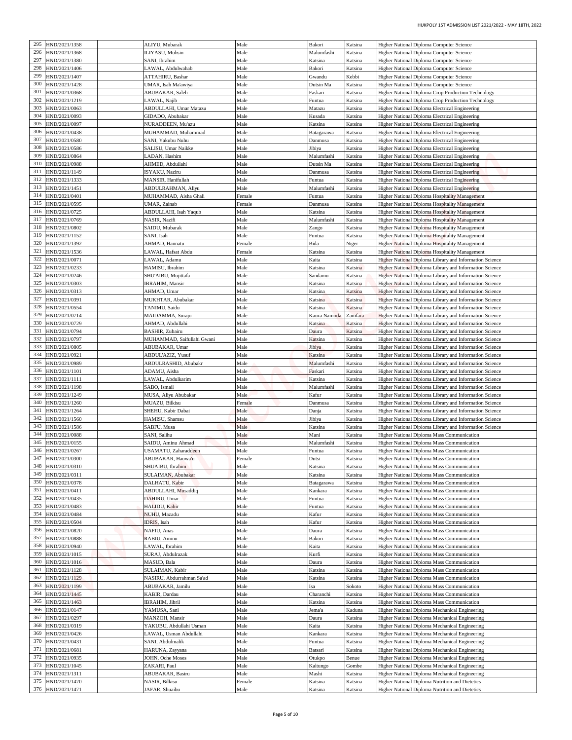| 295 | HND/2021/1358 | | ALIYU, Mubarak | Male | Bakori | Katsina | Higher National Diploma Computer Science |
|---|---|---|---|---|---|---|---|
| 296 | HND/2021/1368 | | ILIYASU, Muhsin | Male | Malumfashi | Katsina | Higher National Diploma Computer Science |
| 297 | HND/2021/1380 | | SANI, Ibrahim | Male | Katsina | Katsina | Higher National Diploma Computer Science |
| 298 | HND/2021/1406 | | LAWAL, Abdulwahab | Male | Bakori | Katsina | Higher National Diploma Computer Science |
| 299 | HND/2021/1407 | | ATTAHIRU, Bashar | Male | Gwandu | Kebbi | Higher National Diploma Computer Science |
| 300 | HND/2021/1428 | | UMAR, Isah Ma'awiya | Male | Dutsin Ma | Katsina | Higher National Diploma Computer Science |
| 301 | HND/2021/0368 | | ABUBAKAR, Saleh | Male | Faskari | Katsina | Higher National Diploma Crop Production Technology |
| 302 | HND/2021/1219 | | LAWAL, Najib | Male | Funtua | Katsina | Higher National Diploma Crop Production Technology |
| 303 | HND/2021/0063 | | ABDULLAHI, Umar Matazu | Male | Matazu | Katsina | Higher National Diploma Electrical Engineering |
| 304 | HND/2021/0093 | | GIDADO, Abubakar | Male | Kusada | Katsina | Higher National Diploma Electrical Engineering |
| 305 | HND/2021/0097 | | NURADDEEN, Mu'azu | Male | Katsina | Katsina | Higher National Diploma Electrical Engineering |
| 306 | HND/2021/0438 | | MUHAMMAD, Muhammad | Male | Batagarawa | Katsina | Higher National Diploma Electrical Engineering |
| 307 | HND/2021/0580 | | SANI, Yakubu Nuhu | Male | Danmusa | Katsina | Higher National Diploma Electrical Engineering |
| 308 | HND/2021/0586 | | SALISU, Umar Naikke | Male | Jibiya | Katsina | Higher National Diploma Electrical Engineering |
| 309 | HND/2021/0864 | | LADAN, Hashim | Male | Malumfashi | Katsina | Higher National Diploma Electrical Engineering |
| 310 | HND/2021/0988 | | AHMED, Abdullahi | Male | Dutsin Ma | Katsina | Higher National Diploma Electrical Engineering |
| 311 | HND/2021/1149 | | ISYAKU, Naziru | Male | Danmusa | Katsina | Higher National Diploma Electrical Engineering |
| 312 | HND/2021/1333 | | MANSIR, Hanifullah | Male | Funtua | Katsina | Higher National Diploma Electrical Engineering |
| 313 | HND/2021/1451 | | ABDULRAHMAN, Aliyu | Male | Malumfashi | Katsina | Higher National Diploma Electrical Engineering |
| 314 | HND/2021/0401 | | MUHAMMAD, Aisha Ghali | Female | Funtua | Katsina | Higher National Diploma Hospitality Management |
| 315 | HND/2021/0595 | | UMAR, Zainab | Female | Danmusa | Katsina | Higher National Diploma Hospitality Management |
| 316 | HND/2021/0725 | | ABDULLAHI, Isah Yaqub | Male | Katsina | Katsina | Higher National Diploma Hospitality Management |
| 317 | HND/2021/0769 | | NASIR, Nazifi | Male | Malumfashi | Katsina | Higher National Diploma Hospitality Management |
| 318 | HND/2021/0802 | | SAIDU, Mubarak | Male | Zango | Katsina | Higher National Diploma Hospitality Management |
| 319 | HND/2021/1152 | | SANI, Isah | Male | Funtua | Katsina | Higher National Diploma Hospitality Management |
| 320 | HND/2021/1392 | | AHMAD, Hannatu | Female | Bida | Niger | Higher National Diploma Hospitality Management |
| 321 | HND/2021/1536 | | LAWAL, Hafsat Abdu | Female | Katsina | Katsina | Higher National Diploma Hospitality Management |
| 322 | HND/2021/0071 | | LAWAL, Adamu | Male | Kaita | Katsina | Higher National Diploma Library and Information Science |
| 323 | HND/2021/0233 | | HAMISU, Ibrahim | Male | Katsina | Katsina | Higher National Diploma Library and Information Science |
| 324 | HND/2021/0246 | | SHU'AIBU, Mujittafa | Male | Sandamu | Katsina | Higher National Diploma Library and Information Science |
| 325 | HND/2021/0303 | | IBRAHIM, Mansir | Male | Katsina | Katsina | Higher National Diploma Library and Information Science |
| 326 | HND/2021/0313 | | AHMAD, Umar | Male | Katsina | Katsina | Higher National Diploma Library and Information Science |
| 327 | HND/2021/0391 | | MUKHTAR, Abubakar | Male | Katsina | Katsina | Higher National Diploma Library and Information Science |
| 328 | HND/2021/0554 | | TANIMU, Saidu | Male | Katsina | Katsina | Higher National Diploma Library and Information Science |
| 329 | HND/2021/0714 | | MAIDAMMA, Surajo | Male | Kaura Namoda | Zamfara | Higher National Diploma Library and Information Science |
| 330 | HND/2021/0729 | | AHMAD, Abdullahi | Male | Katsina | Katsina | Higher National Diploma Library and Information Science |
| 331 | HND/2021/0794 | | BASHIR, Zubairu | Male | Daura | Katsina | Higher National Diploma Library and Information Science |
| 332 | HND/2021/0797 | | MUHAMMAD, Saifullahi Gwani | Male | Katsina | Katsina | Higher National Diploma Library and Information Science |
| 333 | HND/2021/0805 | | ABUBAKAR, Umar | Male | Jibiya | Katsina | Higher National Diploma Library and Information Science |
| 334 | HND/2021/0921 | | ABDUL'AZIZ, Yusuf | Male | Katsina | Katsina | Higher National Diploma Library and Information Science |
| 335 | HND/2021/0989 | | ABDULRASHID, Abubakr | Male | Malumfashi | Katsina | Higher National Diploma Library and Information Science |
| 336 | HND/2021/1101 | | ADAMU, Aisha | Male | Faskari | Katsina | Higher National Diploma Library and Information Science |
| 337 | HND/2021/1111 | | LAWAL, Abdulkarim | Male | Katsina | Katsina | Higher National Diploma Library and Information Science |
| 338 | HND/2021/1198 | | SABO, Ismail | Male | Malumfashi | Katsina | Higher National Diploma Library and Information Science |
| 339 | HND/2021/1249 | | MUSA, Aliyu Abubakar | Male | Kafur | Katsina | Higher National Diploma Library and Information Science |
| 340 | HND/2021/1260 | | MUAZU, Bilkisu | Female | Danmusa | Katsina | Higher National Diploma Library and Information Science |
| 341 | HND/2021/1264 | | SHEHU, Kabir Dabai | Male | Danja | Katsina | Higher National Diploma Library and Information Science |
| 342 | HND/2021/1560 | | HAMISU, Shamsu | Male | Jibiya | Katsina | Higher National Diploma Library and Information Science |
| 343 | HND/2021/1586 | | SABI'U, Musa | Male | Katsina | Katsina | Higher National Diploma Library and Information Science |
| 344 | HND/2021/0088 | | SANI, Salihu | Male | Mani | Katsina | Higher National Diploma Mass Communication |
| 345 | HND/2021/0155 | | SAIDU, Aminu Ahmad | Male | Malumfashi | Katsina | Higher National Diploma Mass Communication |
| 346 | HND/2021/0267 | | USAMATU, Zaharaddeen | Male | Funtua | Katsina | Higher National Diploma Mass Communication |
| 347 | HND/2021/0300 | | ABUBAKAR, Hauwa'u | Female | Dutsi | Katsina | Higher National Diploma Mass Communication |
| 348 | HND/2021/0310 | | SHUAIBU, Ibrahim | Male | Katsina | Katsina | Higher National Diploma Mass Communication |
| 349 | HND/2021/0311 | | SULAIMAN, Abubakar | Male | Katsina | Katsina | Higher National Diploma Mass Communication |
| 350 | HND/2021/0378 | | DALHATU, Kabir | Male | Batagarawa | Katsina | Higher National Diploma Mass Communication |
| 351 | HND/2021/0411 | | ABDULLAHI, Musaddiq | Male | Kankara | Katsina | Higher National Diploma Mass Communication |
| 352 | HND/2021/0435 | | DAHIRU, Umar | Male | Funtua | Katsina | Higher National Diploma Mass Communication |
| 353 | HND/2021/0483 | | HALIDU, Kabir | Male | Funtua | Katsina | Higher National Diploma Mass Communication |
| 354 | HND/2021/0484 | | NUHU, Mazadu | Male | Kafur | Katsina | Higher National Diploma Mass Communication |
| 355 | HND/2021/0504 | | IDRIS, Isah | Male | Kafur | Katsina | Higher National Diploma Mass Communication |
| 356 | HND/2021/0820 | | NAFIU, Anas | Male | Daura | Katsina | Higher National Diploma Mass Communication |
| 357 | HND/2021/0888 | | RABIU, Aminu | Male | Bakori | Katsina | Higher National Diploma Mass Communication |
| 358 | HND/2021/0940 | | LAWAL, Ibrahim | Male | Kaita | Katsina | Higher National Diploma Mass Communication |
| 359 | HND/2021/1015 | | SURAJ, Abdulrazak | Male | Kurfi | Katsina | Higher National Diploma Mass Communication |
| 360 | HND/2021/1016 | | MASUD, Bala | Male | Daura | Katsina | Higher National Diploma Mass Communication |
| 361 | HND/2021/1128 | | SULAIMAN, Kabir | Male | Katsina | Katsina | Higher National Diploma Mass Communication |
| 362 | HND/2021/1129 | | NASIRU, Abdurrahman Sa'ad | Male | Katsina | Katsina | Higher National Diploma Mass Communication |
| 363 | HND/2021/1199 | | ABUBAKAR, Jamilu | Male | Isa | Sokoto | Higher National Diploma Mass Communication |
| 364 | HND/2021/1445 | | KABIR, Dardau | Male | Charanchi | Katsina | Higher National Diploma Mass Communication |
| 365 | HND/2021/1463 | | IBRAHIM, Jibril | Male | Katsina | Katsina | Higher National Diploma Mass Communication |
| 366 | HND/2021/0147 | | YAMUSA, Sani | Male | Jema'a | Kaduna | Higher National Diploma Mechanical Engineering |
| 367 | HND/2021/0297 | | MANZOH, Mansir | Male | Daura | Katsina | Higher National Diploma Mechanical Engineering |
| 368 | HND/2021/0319 | | YAKUBU, Abdullahi Usman | Male | Kaita | Katsina | Higher National Diploma Mechanical Engineering |
| 369 | HND/2021/0426 | | LAWAL, Usman Abdullahi | Male | Kankara | Katsina | Higher National Diploma Mechanical Engineering |
| 370 | HND/2021/0431 | | SANI, Abdulmalik | Male | Funtua | Katsina | Higher National Diploma Mechanical Engineering |
| 371 | HND/2021/0681 | | HARUNA, Zayyana | Male | Batsari | Katsina | Higher National Diploma Mechanical Engineering |
| 372 | HND/2021/0935 | | JOHN, Oche Moses | Male | Otukpo | Benue | Higher National Diploma Mechanical Engineering |
| 373 | HND/2021/1045 | | ZAKARI, Paul | Male | Kaltungo | Gombe | Higher National Diploma Mechanical Engineering |
| 374 | HND/2021/1311 | | ABUBAKAR, Basiru | Male | Mashi | Katsina | Higher National Diploma Mechanical Engineering |
| 375 | HND/2021/1470 | | NASIR, Bilkisu | Female | Katsina | Katsina | Higher National Diploma Nutrition and Dietetics |
| 376 | HND/2021/1471 | | JAFAR, Shuaibu | Male | Katsina | Katsina | Higher National Diploma Nutrition and Dietetics |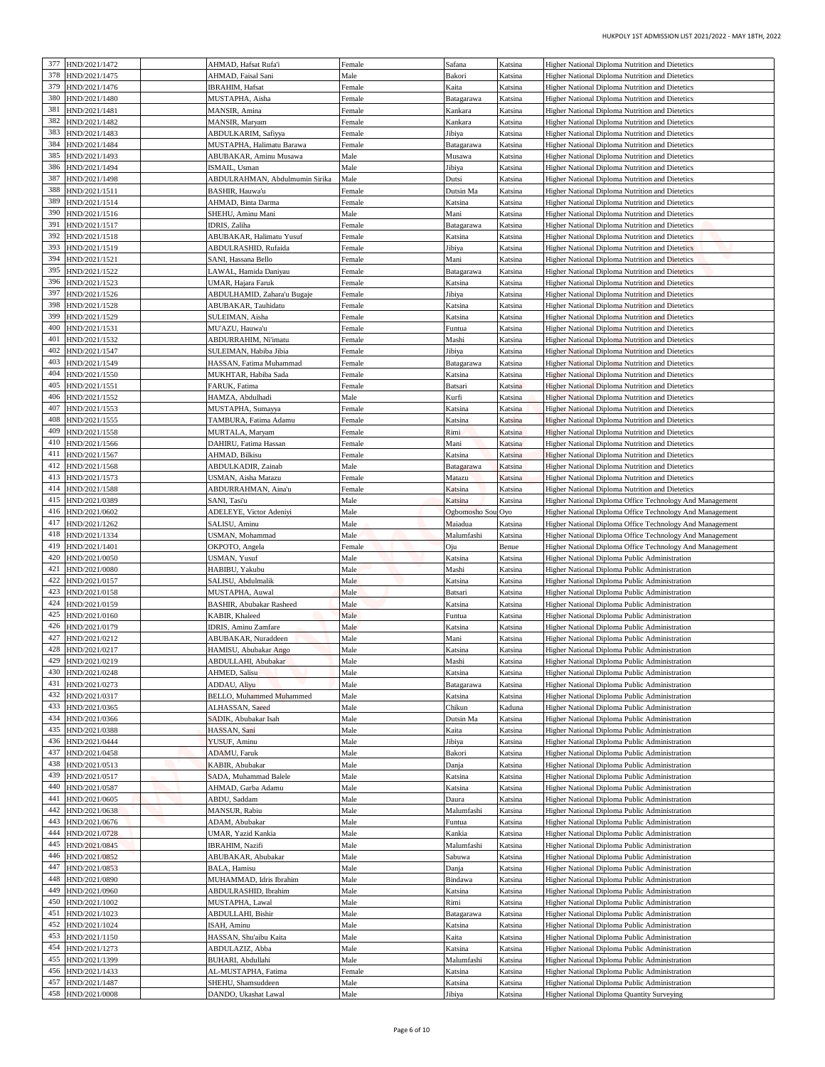| 377 | HND/2021/1472 | | AHMAD, Hafsat Rufa'i | Female | Safana | Katsina | Higher National Diploma Nutrition and Dietetics |
|---|---|---|---|---|---|---|---|
| 378 | HND/2021/1475 | | AHMAD, Faisal Sani | Male | Bakori | Katsina | Higher National Diploma Nutrition and Dietetics |
| 379 | HND/2021/1476 | | IBRAHIM, Hafsat | Female | Kaita | Katsina | Higher National Diploma Nutrition and Dietetics |
| 380 | HND/2021/1480 | | MUSTAPHA, Aisha | Female | Batagarawa | Katsina | Higher National Diploma Nutrition and Dietetics |
| 381 | HND/2021/1481 | | MANSIR, Amina | Female | Kankara | Katsina | Higher National Diploma Nutrition and Dietetics |
| 382 | HND/2021/1482 | | MANSIR, Maryam | Female | Kankara | Katsina | Higher National Diploma Nutrition and Dietetics |
| 383 | HND/2021/1483 | | ABDULKARIM, Safiyya | Female | Jibiya | Katsina | Higher National Diploma Nutrition and Dietetics |
| 384 | HND/2021/1484 | | MUSTAPHA, Halimatu Barawa | Female | Batagarawa | Katsina | Higher National Diploma Nutrition and Dietetics |
| 385 | HND/2021/1493 | | ABUBAKAR, Aminu Musawa | Male | Musawa | Katsina | Higher National Diploma Nutrition and Dietetics |
| 386 | HND/2021/1494 | | ISMAIL, Usman | Male | Jibiya | Katsina | Higher National Diploma Nutrition and Dietetics |
| 387 | HND/2021/1498 | | ABDULRAHMAN, Abdulmumin Sirika | Male | Dutsi | Katsina | Higher National Diploma Nutrition and Dietetics |
| 388 | HND/2021/1511 | | BASHIR, Hauwa'u | Female | Dutsin Ma | Katsina | Higher National Diploma Nutrition and Dietetics |
| 389 | HND/2021/1514 | | AHMAD, Binta Darma | Female | Katsina | Katsina | Higher National Diploma Nutrition and Dietetics |
| 390 | HND/2021/1516 | | SHEHU, Aminu Mani | Male | Mani | Katsina | Higher National Diploma Nutrition and Dietetics |
| 391 | HND/2021/1517 | | IDRIS, Zaliha | Female | Batagarawa | Katsina | Higher National Diploma Nutrition and Dietetics |
| 392 | HND/2021/1518 | | ABUBAKAR, Halimatu Yusuf | Female | Katsina | Katsina | Higher National Diploma Nutrition and Dietetics |
| 393 | HND/2021/1519 | | ABDULRASHID, Rufaida | Female | Jibiya | Katsina | Higher National Diploma Nutrition and Dietetics |
| 394 | HND/2021/1521 | | SANI, Hassana Bello | Female | Mani | Katsina | Higher National Diploma Nutrition and Dietetics |
| 395 | HND/2021/1522 | | LAWAL, Hamida Daniyau | Female | Batagarawa | Katsina | Higher National Diploma Nutrition and Dietetics |
| 396 | HND/2021/1523 | | UMAR, Hajara Faruk | Female | Katsina | Katsina | Higher National Diploma Nutrition and Dietetics |
| 397 | HND/2021/1526 | | ABDULHAMID, Zahara'u Bugaje | Female | Jibiya | Katsina | Higher National Diploma Nutrition and Dietetics |
| 398 | HND/2021/1528 | | ABUBAKAR, Tauhidatu | Female | Katsina | Katsina | Higher National Diploma Nutrition and Dietetics |
| 399 | HND/2021/1529 | | SULEIMAN, Aisha | Female | Katsina | Katsina | Higher National Diploma Nutrition and Dietetics |
| 400 | HND/2021/1531 | | MU'AZU, Hauwa'u | Female | Funtua | Katsina | Higher National Diploma Nutrition and Dietetics |
| 401 | HND/2021/1532 | | ABDURRAHIM, Ni'imatu | Female | Mashi | Katsina | Higher National Diploma Nutrition and Dietetics |
| 402 | HND/2021/1547 | | SULEIMAN, Habiba Jibia | Female | Jibiya | Katsina | Higher National Diploma Nutrition and Dietetics |
| 403 | HND/2021/1549 | | HASSAN, Fatima Muhammad | Female | Batagarawa | Katsina | Higher National Diploma Nutrition and Dietetics |
| 404 | HND/2021/1550 | | MUKHTAR, Habiba Sada | Female | Katsina | Katsina | Higher National Diploma Nutrition and Dietetics |
| 405 | HND/2021/1551 | | FARUK, Fatima | Female | Batsari | Katsina | Higher National Diploma Nutrition and Dietetics |
| 406 | HND/2021/1552 | | HAMZA, Abdulhadi | Male | Kurfi | Katsina | Higher National Diploma Nutrition and Dietetics |
| 407 | HND/2021/1553 | | MUSTAPHA, Sumayya | Female | Katsina | Katsina | Higher National Diploma Nutrition and Dietetics |
| 408 | HND/2021/1555 | | TAMBURA, Fatima Adamu | Female | Katsina | Katsina | Higher National Diploma Nutrition and Dietetics |
| 409 | HND/2021/1558 | | MURTALA, Maryam | Female | Rimi | Katsina | Higher National Diploma Nutrition and Dietetics |
| 410 | HND/2021/1566 | | DAHIRU, Fatima Hassan | Female | Mani | Katsina | Higher National Diploma Nutrition and Dietetics |
| 411 | HND/2021/1567 | | AHMAD, Bilkisu | Female | Katsina | Katsina | Higher National Diploma Nutrition and Dietetics |
| 412 | HND/2021/1568 | | ABDULKADIR, Zainab | Male | Batagarawa | Katsina | Higher National Diploma Nutrition and Dietetics |
| 413 | HND/2021/1573 | | USMAN, Aisha Matazu | Female | Matazu | Katsina | Higher National Diploma Nutrition and Dietetics |
| 414 | HND/2021/1588 | | ABDURRAHMAN, Aina'u | Female | Katsina | Katsina | Higher National Diploma Nutrition and Dietetics |
| 415 | HND/2021/0389 | | SANI, Tasi'u | Male | Katsina | Katsina | Higher National Diploma Office Technology And Management |
| 416 | HND/2021/0602 | | ADELEYE, Victor Adeniyi | Male | Ogbomosho Sou | Oyo | Higher National Diploma Office Technology And Management |
| 417 | HND/2021/1262 | | SALISU, Aminu | Male | Maiadua | Katsina | Higher National Diploma Office Technology And Management |
| 418 | HND/2021/1334 | | USMAN, Mohammad | Male | Malumfashi | Katsina | Higher National Diploma Office Technology And Management |
| 419 | HND/2021/1401 | | OKPOTO, Angela | Female | Oju | Benue | Higher National Diploma Office Technology And Management |
| 420 | HND/2021/0050 | | USMAN, Yusuf | Male | Katsina | Katsina | Higher National Diploma Public Administration |
| 421 | HND/2021/0080 | | HABIBU, Yakubu | Male | Mashi | Katsina | Higher National Diploma Public Administration |
| 422 | HND/2021/0157 | | SALISU, Abdulmalik | Male | Katsina | Katsina | Higher National Diploma Public Administration |
| 423 | HND/2021/0158 | | MUSTAPHA, Auwal | Male | Batsari | Katsina | Higher National Diploma Public Administration |
| 424 | HND/2021/0159 | | BASHIR, Abubakar Rasheed | Male | Katsina | Katsina | Higher National Diploma Public Administration |
| 425 | HND/2021/0160 | | KABIR, Khaleed | Male | Funtua | Katsina | Higher National Diploma Public Administration |
| 426 | HND/2021/0179 | | IDRIS, Aminu Zamfare | Male | Katsina | Katsina | Higher National Diploma Public Administration |
| 427 | HND/2021/0212 | | ABUBAKAR, Nuraddeen | Male | Mani | Katsina | Higher National Diploma Public Administration |
| 428 | HND/2021/0217 | | HAMISU, Abubakar Ango | Male | Katsina | Katsina | Higher National Diploma Public Administration |
| 429 | HND/2021/0219 | | ABDULLAHI, Abubakar | Male | Mashi | Katsina | Higher National Diploma Public Administration |
| 430 | HND/2021/0248 | | AHMED, Salisu | Male | Katsina | Katsina | Higher National Diploma Public Administration |
| 431 | HND/2021/0273 | | ADDAU, Aliyu | Male | Batagarawa | Katsina | Higher National Diploma Public Administration |
| 432 | HND/2021/0317 | | BELLO, Muhammed Muhammed | Male | Katsina | Katsina | Higher National Diploma Public Administration |
| 433 | HND/2021/0365 | | ALHASSAN, Saeed | Male | Chikun | Kaduna | Higher National Diploma Public Administration |
| 434 | HND/2021/0366 | | SADIK, Abubakar Isah | Male | Dutsin Ma | Katsina | Higher National Diploma Public Administration |
| 435 | HND/2021/0388 | | HASSAN, Sani | Male | Kaita | Katsina | Higher National Diploma Public Administration |
| 436 | HND/2021/0444 | | YUSUF, Aminu | Male | Jibiya | Katsina | Higher National Diploma Public Administration |
| 437 | HND/2021/0458 | | ADAMU, Faruk | Male | Bakori | Katsina | Higher National Diploma Public Administration |
| 438 | HND/2021/0513 | | KABIR, Abubakar | Male | Danja | Katsina | Higher National Diploma Public Administration |
| 439 | HND/2021/0517 | | SADA, Muhammad Balele | Male | Katsina | Katsina | Higher National Diploma Public Administration |
| 440 | HND/2021/0587 | | AHMAD, Garba Adamu | Male | Katsina | Katsina | Higher National Diploma Public Administration |
| 441 | HND/2021/0605 | | ABDU, Saddam | Male | Daura | Katsina | Higher National Diploma Public Administration |
| 442 | HND/2021/0638 | | MANSUR, Rabiu | Male | Malumfashi | Katsina | Higher National Diploma Public Administration |
| 443 | HND/2021/0676 | | ADAM, Abubakar | Male | Funtua | Katsina | Higher National Diploma Public Administration |
| 444 | HND/2021/0728 | | UMAR, Yazid Kankia | Male | Kankia | Katsina | Higher National Diploma Public Administration |
| 445 | HND/2021/0845 | | IBRAHIM, Nazifi | Male | Malumfashi | Katsina | Higher National Diploma Public Administration |
| 446 | HND/2021/0852 | | ABUBAKAR, Abubakar | Male | Sabuwa | Katsina | Higher National Diploma Public Administration |
| 447 | HND/2021/0853 | | BALA, Hamisu | Male | Danja | Katsina | Higher National Diploma Public Administration |
| 448 | HND/2021/0890 | | MUHAMMAD, Idris Ibrahim | Male | Bindawa | Katsina | Higher National Diploma Public Administration |
| 449 | HND/2021/0960 | | ABDULRASHID, Ibrahim | Male | Katsina | Katsina | Higher National Diploma Public Administration |
| 450 | HND/2021/1002 | | MUSTAPHA, Lawal | Male | Rimi | Katsina | Higher National Diploma Public Administration |
| 451 | HND/2021/1023 | | ABDULLAHI, Bishir | Male | Batagarawa | Katsina | Higher National Diploma Public Administration |
| 452 | HND/2021/1024 | | ISAH, Aminu | Male | Katsina | Katsina | Higher National Diploma Public Administration |
| 453 | HND/2021/1150 | | HASSAN, Shu'aibu Kaita | Male | Kaita | Katsina | Higher National Diploma Public Administration |
| 454 | HND/2021/1273 | | ABDULAZIZ, Abba | Male | Katsina | Katsina | Higher National Diploma Public Administration |
| 455 | HND/2021/1399 | | BUHARI, Abdullahi | Male | Malumfashi | Katsina | Higher National Diploma Public Administration |
| 456 | HND/2021/1433 | | AL-MUSTAPHA, Fatima | Female | Katsina | Katsina | Higher National Diploma Public Administration |
| 457 | HND/2021/1487 | | SHEHU, Shamsuddeen | Male | Katsina | Katsina | Higher National Diploma Public Administration |
| 458 | HND/2021/0008 | | DANDO, Ukashat Lawal | Male | Jibiya | Katsina | Higher National Diploma Quantity Surveying |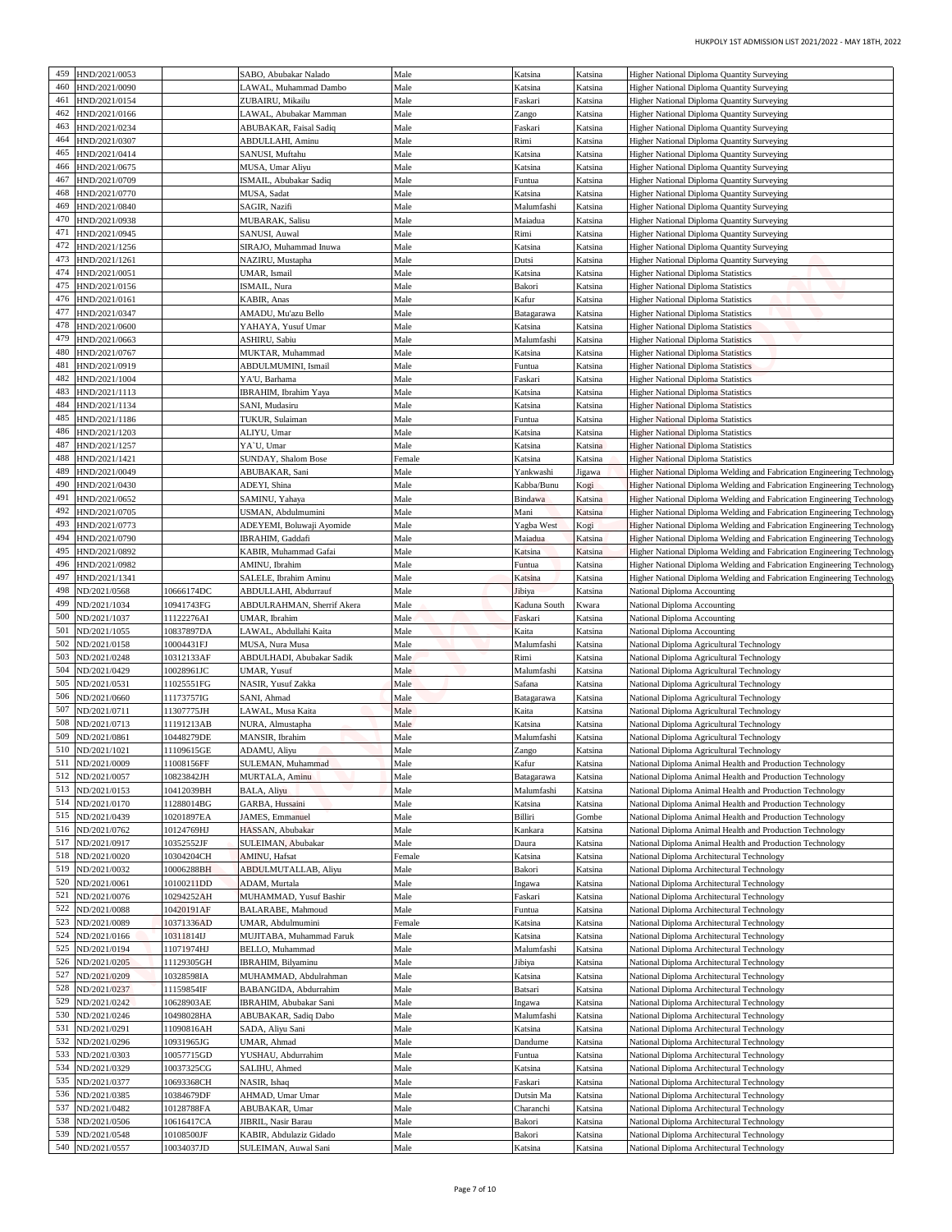| 459 | HND/2021/0053 | | SABO, Abubakar Nalado | Male | Katsina | Katsina | Higher National Diploma Quantity Surveying |
|---|---|---|---|---|---|---|---|
| 460 | HND/2021/0090 | | LAWAL, Muhammad Dambo | Male | Katsina | Katsina | Higher National Diploma Quantity Surveying |
| 461 | HND/2021/0154 | | ZUBAIRU, Mikailu | Male | Faskari | Katsina | Higher National Diploma Quantity Surveying |
| 462 | HND/2021/0166 | | LAWAL, Abubakar Mamman | Male | Zango | Katsina | Higher National Diploma Quantity Surveying |
| 463 | HND/2021/0234 | | ABUBAKAR, Faisal Sadiq | Male | Faskari | Katsina | Higher National Diploma Quantity Surveying |
| 464 | HND/2021/0307 | | ABDULLAHI, Aminu | Male | Rimi | Katsina | Higher National Diploma Quantity Surveying |
| 465 | HND/2021/0414 | | SANUSI, Muftahu | Male | Katsina | Katsina | Higher National Diploma Quantity Surveying |
| 466 | HND/2021/0675 | | MUSA, Umar Aliyu | Male | Katsina | Katsina | Higher National Diploma Quantity Surveying |
| 467 | HND/2021/0709 | | ISMAIL, Abubakar Sadiq | Male | Funtua | Katsina | Higher National Diploma Quantity Surveying |
| 468 | HND/2021/0770 | | MUSA, Sadat | Male | Katsina | Katsina | Higher National Diploma Quantity Surveying |
| 469 | HND/2021/0840 | | SAGIR, Nazifi | Male | Malumfashi | Katsina | Higher National Diploma Quantity Surveying |
| 470 | HND/2021/0938 | | MUBARAK, Salisu | Male | Maiadua | Katsina | Higher National Diploma Quantity Surveying |
| 471 | HND/2021/0945 | | SANUSI, Auwal | Male | Rimi | Katsina | Higher National Diploma Quantity Surveying |
| 472 | HND/2021/1256 | | SIRAJO, Muhammad Inuwa | Male | Katsina | Katsina | Higher National Diploma Quantity Surveying |
| 473 | HND/2021/1261 | | NAZIRU, Mustapha | Male | Dutsi | Katsina | Higher National Diploma Quantity Surveying |
| 474 | HND/2021/0051 | | UMAR, Ismail | Male | Katsina | Katsina | Higher National Diploma Statistics |
| 475 | HND/2021/0156 | | ISMAIL, Nura | Male | Bakori | Katsina | Higher National Diploma Statistics |
| 476 | HND/2021/0161 | | KABIR, Anas | Male | Kafur | Katsina | Higher National Diploma Statistics |
| 477 | HND/2021/0347 | | AMADU, Mu'azu Bello | Male | Batagarawa | Katsina | Higher National Diploma Statistics |
| 478 | HND/2021/0600 | | YAHAYA, Yusuf Umar | Male | Katsina | Katsina | Higher National Diploma Statistics |
| 479 | HND/2021/0663 | | ASHIRU, Sabiu | Male | Malumfashi | Katsina | Higher National Diploma Statistics |
| 480 | HND/2021/0767 | | MUKTAR, Muhammad | Male | Katsina | Katsina | Higher National Diploma Statistics |
| 481 | HND/2021/0919 | | ABDULMUMINI, Ismail | Male | Funtua | Katsina | Higher National Diploma Statistics |
| 482 | HND/2021/1004 | | YA'U, Barhama | Male | Faskari | Katsina | Higher National Diploma Statistics |
| 483 | HND/2021/1113 | | IBRAHIM, Ibrahim Yaya | Male | Katsina | Katsina | Higher National Diploma Statistics |
| 484 | HND/2021/1134 | | SANI, Mudasiru | Male | Katsina | Katsina | Higher National Diploma Statistics |
| 485 | HND/2021/1186 | | TUKUR, Sulaiman | Male | Funtua | Katsina | Higher National Diploma Statistics |
| 486 | HND/2021/1203 | | ALIYU, Umar | Male | Katsina | Katsina | Higher National Diploma Statistics |
| 487 | HND/2021/1257 | | YA`U, Umar | Male | Katsina | Katsina | Higher National Diploma Statistics |
| 488 | HND/2021/1421 | | SUNDAY, Shalom Bose | Female | Katsina | Katsina | Higher National Diploma Statistics |
| 489 | HND/2021/0049 | | ABUBAKAR, Sani | Male | Yankwashi | Jigawa | Higher National Diploma Welding and Fabrication Engineering Technology |
| 490 | HND/2021/0430 | | ADEYI, Shina | Male | Kabba/Bunu | Kogi | Higher National Diploma Welding and Fabrication Engineering Technology |
| 491 | HND/2021/0652 | | SAMINU, Yahaya | Male | Bindawa | Katsina | Higher National Diploma Welding and Fabrication Engineering Technology |
| 492 | HND/2021/0705 | | USMAN, Abdulmumini | Male | Mani | Katsina | Higher National Diploma Welding and Fabrication Engineering Technology |
| 493 | HND/2021/0773 | | ADEYEMI, Boluwaji Ayomide | Male | Yagba West | Kogi | Higher National Diploma Welding and Fabrication Engineering Technology |
| 494 | HND/2021/0790 | | IBRAHIM, Gaddafi | Male | Maiadua | Katsina | Higher National Diploma Welding and Fabrication Engineering Technology |
| 495 | HND/2021/0892 | | KABIR, Muhammad Gafai | Male | Katsina | Katsina | Higher National Diploma Welding and Fabrication Engineering Technology |
| 496 | HND/2021/0982 | | AMINU, Ibrahim | Male | Funtua | Katsina | Higher National Diploma Welding and Fabrication Engineering Technology |
| 497 | HND/2021/1341 | | SALELE, Ibrahim Aminu | Male | Katsina | Katsina | Higher National Diploma Welding and Fabrication Engineering Technology |
| 498 | ND/2021/0568 | 10666174DC | ABDULLAHI, Abdurrauf | Male | Jibiya | Katsina | National Diploma Accounting |
| 499 | ND/2021/1034 | 10941743FG | ABDULRAHMAN, Sherrif Akera | Male | Kaduna South | Kwara | National Diploma Accounting |
| 500 | ND/2021/1037 | 11122276AI | UMAR, Ibrahim | Male | Faskari | Katsina | National Diploma Accounting |
| 501 | ND/2021/1055 | 10837897DA | LAWAL, Abdullahi Kaita | Male | Kaita | Katsina | National Diploma Accounting |
| 502 | ND/2021/0158 | 10004431FJ | MUSA, Nura Musa | Male | Malumfashi | Katsina | National Diploma Agricultural Technology |
| 503 | ND/2021/0248 | 10312133AF | ABDULHADI, Abubakar Sadik | Male | Rimi | Katsina | National Diploma Agricultural Technology |
| 504 | ND/2021/0429 | 10028961JC | UMAR, Yusuf | Male | Malumfashi | Katsina | National Diploma Agricultural Technology |
| 505 | ND/2021/0531 | 11025551FG | NASIR, Yusuf Zakka | Male | Safana | Katsina | National Diploma Agricultural Technology |
| 506 | ND/2021/0660 | 11173757IG | SANI, Ahmad | Male | Batagarawa | Katsina | National Diploma Agricultural Technology |
| 507 | ND/2021/0711 | 11307775JH | LAWAL, Musa Kaita | Male | Kaita | Katsina | National Diploma Agricultural Technology |
| 508 | ND/2021/0713 | 11191213AB | NURA, Almustapha | Male | Katsina | Katsina | National Diploma Agricultural Technology |
| 509 | ND/2021/0861 | 10448279DE | MANSIR, Ibrahim | Male | Malumfashi | Katsina | National Diploma Agricultural Technology |
| 510 | ND/2021/1021 | 11109615GE | ADAMU, Aliyu | Male | Zango | Katsina | National Diploma Agricultural Technology |
| 511 | ND/2021/0009 | 11008156FF | SULEMAN, Muhammad | Male | Kafur | Katsina | National Diploma Animal Health and Production Technology |
| 512 | ND/2021/0057 | 10823842JH | MURTALA, Aminu | Male | Batagarawa | Katsina | National Diploma Animal Health and Production Technology |
| 513 | ND/2021/0153 | 10412039BH | BALA, Aliyu | Male | Malumfashi | Katsina | National Diploma Animal Health and Production Technology |
| 514 | ND/2021/0170 | 11288014BG | GARBA, Hussaini | Male | Katsina | Katsina | National Diploma Animal Health and Production Technology |
| 515 | ND/2021/0439 | 10201897EA | JAMES, Emmanuel | Male | Billiri | Gombe | National Diploma Animal Health and Production Technology |
| 516 | ND/2021/0762 | 10124769HJ | HASSAN, Abubakar | Male | Kankara | Katsina | National Diploma Animal Health and Production Technology |
| 517 | ND/2021/0917 | 10352552JF | SULEIMAN, Abubakar | Male | Daura | Katsina | National Diploma Animal Health and Production Technology |
| 518 | ND/2021/0020 | 10304204CH | AMINU, Hafsat | Female | Katsina | Katsina | National Diploma Architectural Technology |
| 519 | ND/2021/0032 | 10006288BH | ABDULMUTALLAB, Aliyu | Male | Bakori | Katsina | National Diploma Architectural Technology |
| 520 | ND/2021/0061 | 10100211DD | ADAM, Murtala | Male | Ingawa | Katsina | National Diploma Architectural Technology |
| 521 | ND/2021/0076 | 10294252AH | MUHAMMAD, Yusuf Bashir | Male | Faskari | Katsina | National Diploma Architectural Technology |
| 522 | ND/2021/0088 | 10420191AF | BALARABE, Mahmoud | Male | Funtua | Katsina | National Diploma Architectural Technology |
| 523 | ND/2021/0089 | 10371336AD | UMAR, Abdulmumini | Female | Katsina | Katsina | National Diploma Architectural Technology |
| 524 | ND/2021/0166 | 10311814IJ | MUJITABA, Muhammad Faruk | Male | Katsina | Katsina | National Diploma Architectural Technology |
| 525 | ND/2021/0194 | 11071974HJ | BELLO, Muhammad | Male | Malumfashi | Katsina | National Diploma Architectural Technology |
| 526 | ND/2021/0205 | 11129305GH | IBRAHIM, Bilyaminu | Male | Jibiya | Katsina | National Diploma Architectural Technology |
| 527 | ND/2021/0209 | 10328598IA | MUHAMMAD, Abdulrahman | Male | Katsina | Katsina | National Diploma Architectural Technology |
| 528 | ND/2021/0237 | 11159854IF | BABANGIDA, Abdurrahim | Male | Batsari | Katsina | National Diploma Architectural Technology |
| 529 | ND/2021/0242 | 10628903AE | IBRAHIM, Abubakar Sani | Male | Ingawa | Katsina | National Diploma Architectural Technology |
| 530 | ND/2021/0246 | 10498028HA | ABUBAKAR, Sadiq Dabo | Male | Malumfashi | Katsina | National Diploma Architectural Technology |
| 531 | ND/2021/0291 | 11090816AH | SADA, Aliyu Sani | Male | Katsina | Katsina | National Diploma Architectural Technology |
| 532 | ND/2021/0296 | 10931965JG | UMAR, Ahmad | Male | Dandume | Katsina | National Diploma Architectural Technology |
| 533 | ND/2021/0303 | 10057715GD | YUSHAU, Abdurrahim | Male | Funtua | Katsina | National Diploma Architectural Technology |
| 534 | ND/2021/0329 | 10037325CG | SALIHU, Ahmed | Male | Katsina | Katsina | National Diploma Architectural Technology |
| 535 | ND/2021/0377 | 10693368CH | NASIR, Ishaq | Male | Faskari | Katsina | National Diploma Architectural Technology |
| 536 | ND/2021/0385 | 10384679DF | AHMAD, Umar Umar | Male | Dutsin Ma | Katsina | National Diploma Architectural Technology |
| 537 | ND/2021/0482 | 10128788FA | ABUBAKAR, Umar | Male | Charanchi | Katsina | National Diploma Architectural Technology |
| 538 | ND/2021/0506 | 10616417CA | JIBRIL, Nasir Barau | Male | Bakori | Katsina | National Diploma Architectural Technology |
| 539 | ND/2021/0548 | 10108500JF | KABIR, Abdulaziz Gidado | Male | Bakori | Katsina | National Diploma Architectural Technology |
| 540 | ND/2021/0557 | 10034037JD | SULEIMAN, Auwal Sani | Male | Katsina | Katsina | National Diploma Architectural Technology |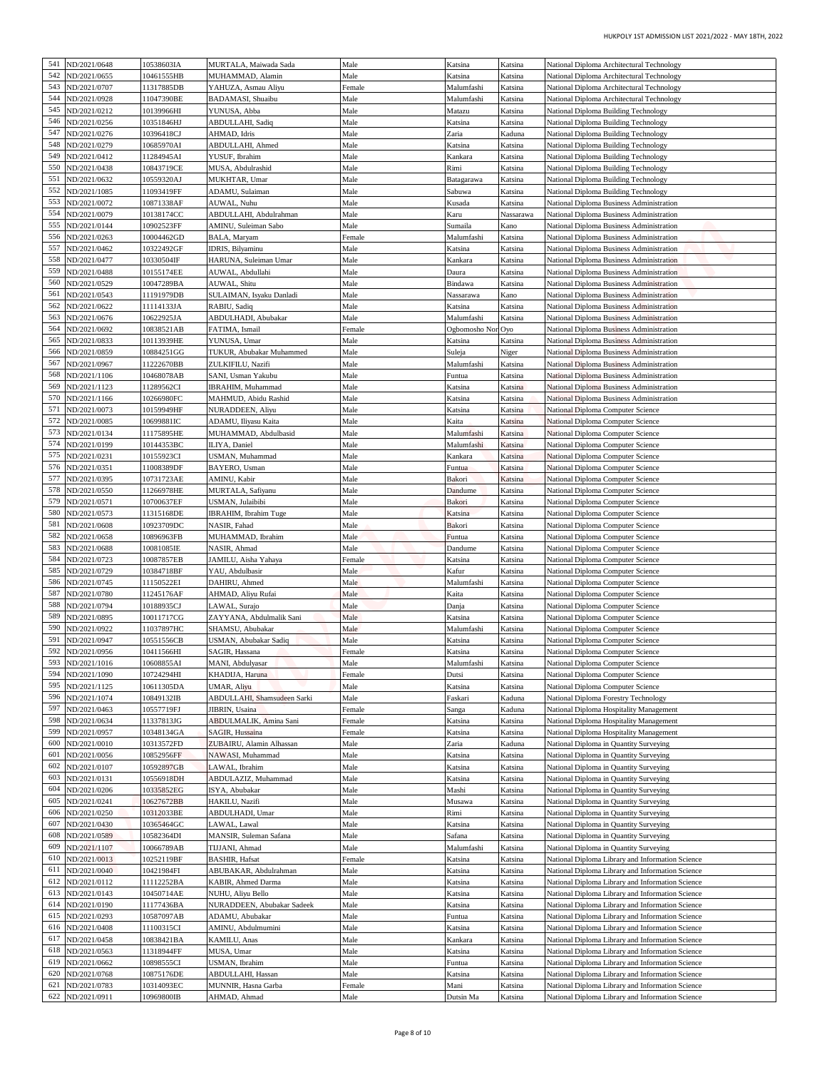| 541 | ND/2021/0648 | 10538603IA | MURTALA, Maiwada Sada | Male | Katsina | Katsina | National Diploma Architectural Technology |
|---|---|---|---|---|---|---|---|
| 542 | ND/2021/0655 | 10461555HB | MUHAMMAD, Alamin | Male | Katsina | Katsina | National Diploma Architectural Technology |
| 543 | ND/2021/0707 | 11317885DB | YAHUZA, Asmau Aliyu | Female | Malumfashi | Katsina | National Diploma Architectural Technology |
| 544 | ND/2021/0928 | 11047390BE | BADAMASI, Shuaibu | Male | Malumfashi | Katsina | National Diploma Architectural Technology |
| 545 | ND/2021/0212 | 10139966HI | YUNUSA, Abba | Male | Matazu | Katsina | National Diploma Building Technology |
| 546 | ND/2021/0256 | 10351846HJ | ABDULLAHI, Sadiq | Male | Katsina | Katsina | National Diploma Building Technology |
| 547 | ND/2021/0276 | 10396418CJ | AHMAD, Idris | Male | Zaria | Kaduna | National Diploma Building Technology |
| 548 | ND/2021/0279 | 10685970AI | ABDULLAHI, Ahmed | Male | Katsina | Katsina | National Diploma Building Technology |
| 549 | ND/2021/0412 | 11284945AI | YUSUF, Ibrahim | Male | Kankara | Katsina | National Diploma Building Technology |
| 550 | ND/2021/0438 | 10843719CE | MUSA, Abdulrashid | Male | Rimi | Katsina | National Diploma Building Technology |
| 551 | ND/2021/0632 | 10559320AJ | MUKHTAR, Umar | Male | Batagarawa | Katsina | National Diploma Building Technology |
| 552 | ND/2021/1085 | 11093419FF | ADAMU, Sulaiman | Male | Sabuwa | Katsina | National Diploma Building Technology |
| 553 | ND/2021/0072 | 10871338AF | AUWAL, Nuhu | Male | Kusada | Katsina | National Diploma Business Administration |
| 554 | ND/2021/0079 | 10138174CC | ABDULLAHI, Abdulrahman | Male | Karu | Nassarawa | National Diploma Business Administration |
| 555 | ND/2021/0144 | 10902523FF | AMINU, Suleiman Sabo | Male | Sumaila | Kano | National Diploma Business Administration |
| 556 | ND/2021/0263 | 10004462GD | BALA, Maryam | Female | Malumfashi | Katsina | National Diploma Business Administration |
| 557 | ND/2021/0462 | 10322492GF | IDRIS, Bilyaminu | Male | Katsina | Katsina | National Diploma Business Administration |
| 558 | ND/2021/0477 | 10330504IF | HARUNA, Suleiman Umar | Male | Kankara | Katsina | National Diploma Business Administration |
| 559 | ND/2021/0488 | 10155174EE | AUWAL, Abdullahi | Male | Daura | Katsina | National Diploma Business Administration |
| 560 | ND/2021/0529 | 10047289BA | AUWAL, Shitu | Male | Bindawa | Katsina | National Diploma Business Administration |
| 561 | ND/2021/0543 | 11191979DB | SULAIMAN, Isyaku Danladi | Male | Nassarawa | Kano | National Diploma Business Administration |
| 562 | ND/2021/0622 | 11114133JA | RABIU, Sadiq | Male | Katsina | Katsina | National Diploma Business Administration |
| 563 | ND/2021/0676 | 10622925JA | ABDULHADI, Abubakar | Male | Malumfashi | Katsina | National Diploma Business Administration |
| 564 | ND/2021/0692 | 10838521AB | FATIMA, Ismail | Female | Ogbomosho Nor | Oyo | National Diploma Business Administration |
| 565 | ND/2021/0833 | 10113939HE | YUNUSA, Umar | Male | Katsina | Katsina | National Diploma Business Administration |
| 566 | ND/2021/0859 | 10884251GG | TUKUR, Abubakar Muhammed | Male | Suleja | Niger | National Diploma Business Administration |
| 567 | ND/2021/0967 | 11222670BB | ZULKIFILU, Nazifi | Male | Malumfashi | Katsina | National Diploma Business Administration |
| 568 | ND/2021/1106 | 10468078AB | SANI, Usman Yakubu | Male | Funtua | Katsina | National Diploma Business Administration |
| 569 | ND/2021/1123 | 11289562CI | IBRAHIM, Muhammad | Male | Katsina | Katsina | National Diploma Business Administration |
| 570 | ND/2021/1166 | 10266980FC | MAHMUD, Abidu Rashid | Male | Katsina | Katsina | National Diploma Business Administration |
| 571 | ND/2021/0073 | 10159949HF | NURADDEEN, Aliyu | Male | Katsina | Katsina | National Diploma Computer Science |
| 572 | ND/2021/0085 | 10699881IC | ADAMU, Iliyasu Kaita | Male | Kaita | Katsina | National Diploma Computer Science |
| 573 | ND/2021/0134 | 11175895HE | MUHAMMAD, Abdulbasid | Male | Malumfashi | Katsina | National Diploma Computer Science |
| 574 | ND/2021/0199 | 10144353BC | ILIYA, Daniel | Male | Malumfashi | Katsina | National Diploma Computer Science |
| 575 | ND/2021/0231 | 10155923CI | USMAN, Muhammad | Male | Kankara | Katsina | National Diploma Computer Science |
| 576 | ND/2021/0351 | 11008389DF | BAYERO, Usman | Male | Funtua | Katsina | National Diploma Computer Science |
| 577 | ND/2021/0395 | 10731723AE | AMINU, Kabir | Male | Bakori | Katsina | National Diploma Computer Science |
| 578 | ND/2021/0550 | 11266978HE | MURTALA, Safiyanu | Male | Dandume | Katsina | National Diploma Computer Science |
| 579 | ND/2021/0571 | 10700637EF | USMAN, Julaibibi | Male | Bakori | Katsina | National Diploma Computer Science |
| 580 | ND/2021/0573 | 11315168DE | IBRAHIM, Ibrahim Tuge | Male | Katsina | Katsina | National Diploma Computer Science |
| 581 | ND/2021/0608 | 10923709DC | NASIR, Fahad | Male | Bakori | Katsina | National Diploma Computer Science |
| 582 | ND/2021/0658 | 10896963FB | MUHAMMAD, Ibrahim | Male | Funtua | Katsina | National Diploma Computer Science |
| 583 | ND/2021/0688 | 10081085IE | NASIR, Ahmad | Male | Dandume | Katsina | National Diploma Computer Science |
| 584 | ND/2021/0723 | 10087857EB | JAMILU, Aisha Yahaya | Female | Katsina | Katsina | National Diploma Computer Science |
| 585 | ND/2021/0729 | 10384718BF | YAU, Abdulbasir | Male | Kafur | Katsina | National Diploma Computer Science |
| 586 | ND/2021/0745 | 11150522EI | DAHIRU, Ahmed | Male | Malumfashi | Katsina | National Diploma Computer Science |
| 587 | ND/2021/0780 | 11245176AF | AHMAD, Aliyu Rufai | Male | Kaita | Katsina | National Diploma Computer Science |
| 588 | ND/2021/0794 | 10188935CJ | LAWAL, Surajo | Male | Danja | Katsina | National Diploma Computer Science |
| 589 | ND/2021/0895 | 10011717CG | ZAYYANA, Abdulmalik Sani | Male | Katsina | Katsina | National Diploma Computer Science |
| 590 | ND/2021/0922 | 11037897HC | SHAMSU, Abubakar | Male | Malumfashi | Katsina | National Diploma Computer Science |
| 591 | ND/2021/0947 | 10551556CB | USMAN, Abubakar Sadiq | Male | Katsina | Katsina | National Diploma Computer Science |
| 592 | ND/2021/0956 | 10411566HI | SAGIR, Hassana | Female | Katsina | Katsina | National Diploma Computer Science |
| 593 | ND/2021/1016 | 10608855AI | MANI, Abdulyasar | Male | Malumfashi | Katsina | National Diploma Computer Science |
| 594 | ND/2021/1090 | 10724294HI | KHADIJA, Haruna | Female | Dutsi | Katsina | National Diploma Computer Science |
| 595 | ND/2021/1125 | 10611305DA | UMAR, Aliyu | Male | Katsina | Katsina | National Diploma Computer Science |
| 596 | ND/2021/1074 | 10849132IB | ABDULLAHI, Shamsudeen Sarki | Male | Faskari | Kaduna | National Diploma Forestry Technology |
| 597 | ND/2021/0463 | 10557719FJ | JIBRIN, Usaina | Female | Sanga | Kaduna | National Diploma Hospitality Management |
| 598 | ND/2021/0634 | 11337813JG | ABDULMALIK, Amina Sani | Female | Katsina | Katsina | National Diploma Hospitality Management |
| 599 | ND/2021/0957 | 10348134GA | SAGIR, Hussaina | Female | Katsina | Katsina | National Diploma Hospitality Management |
| 600 | ND/2021/0010 | 10313572FD | ZUBAIRU, Alamin Alhassan | Male | Zaria | Kaduna | National Diploma in Quantity Surveying |
| 601 | ND/2021/0056 | 10852956FF | NAWASI, Muhammad | Male | Katsina | Katsina | National Diploma in Quantity Surveying |
| 602 | ND/2021/0107 | 10592897GB | LAWAL, Ibrahim | Male | Katsina | Katsina | National Diploma in Quantity Surveying |
| 603 | ND/2021/0131 | 10556918DH | ABDULAZIZ, Muhammad | Male | Katsina | Katsina | National Diploma in Quantity Surveying |
| 604 | ND/2021/0206 | 10335852EG | ISYA, Abubakar | Male | Mashi | Katsina | National Diploma in Quantity Surveying |
| 605 | ND/2021/0241 | 10627672BB | HAKILU, Nazifi | Male | Musawa | Katsina | National Diploma in Quantity Surveying |
| 606 | ND/2021/0250 | 10312033BE | ABDULHADI, Umar | Male | Rimi | Katsina | National Diploma in Quantity Surveying |
| 607 | ND/2021/0430 | 10365464GC | LAWAL, Lawal | Male | Katsina | Katsina | National Diploma in Quantity Surveying |
| 608 | ND/2021/0589 | 10582364DI | MANSIR, Suleman Safana | Male | Safana | Katsina | National Diploma in Quantity Surveying |
| 609 | ND/2021/1107 | 10066789AB | TIJJANI, Ahmad | Male | Malumfashi | Katsina | National Diploma in Quantity Surveying |
| 610 | ND/2021/0013 | 10252119BF | BASHIR, Hafsat | Female | Katsina | Katsina | National Diploma Library and Information Science |
| 611 | ND/2021/0040 | 10421984FI | ABUBAKAR, Abdulrahman | Male | Katsina | Katsina | National Diploma Library and Information Science |
| 612 | ND/2021/0112 | 11112252BA | KABIR, Ahmed Darma | Male | Katsina | Katsina | National Diploma Library and Information Science |
| 613 | ND/2021/0143 | 10450714AE | NUHU, Aliyu Bello | Male | Katsina | Katsina | National Diploma Library and Information Science |
| 614 | ND/2021/0190 | 11177436BA | NURADDEEN, Abubakar Sadeek | Male | Katsina | Katsina | National Diploma Library and Information Science |
| 615 | ND/2021/0293 | 10587097AB | ADAMU, Abubakar | Male | Funtua | Katsina | National Diploma Library and Information Science |
| 616 | ND/2021/0408 | 11100315CI | AMINU, Abdulmumini | Male | Katsina | Katsina | National Diploma Library and Information Science |
| 617 | ND/2021/0458 | 10838421BA | KAMILU, Anas | Male | Kankara | Katsina | National Diploma Library and Information Science |
| 618 | ND/2021/0563 | 11318944FF | MUSA, Umar | Male | Katsina | Katsina | National Diploma Library and Information Science |
| 619 | ND/2021/0662 | 10898555CI | USMAN, Ibrahim | Male | Funtua | Katsina | National Diploma Library and Information Science |
| 620 | ND/2021/0768 | 10875176DE | ABDULLAHI, Hassan | Male | Katsina | Katsina | National Diploma Library and Information Science |
| 621 | ND/2021/0783 | 10314093EC | MUNNIR, Hasna Garba | Female | Mani | Katsina | National Diploma Library and Information Science |
| 622 | ND/2021/0911 | 10969800IB | AHMAD, Ahmad | Male | Dutsin Ma | Katsina | National Diploma Library and Information Science |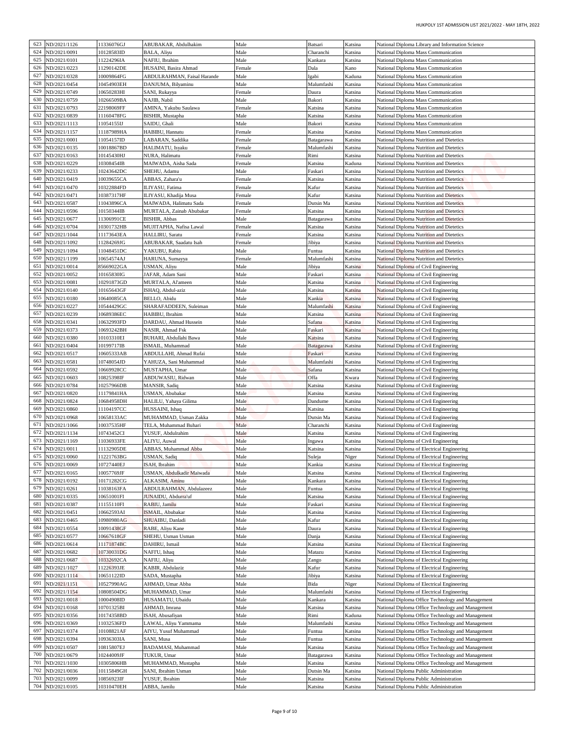| 623 | ND/2021/1126 | 11336076GJ | ABUBAKAR, Abdulhakim | Male | Batsari | Katsina | National Diploma Library and Information Science |
|---|---|---|---|---|---|---|---|
| 624 | ND/2021/0091 | 10128583ID | BALA, Aliyu | Male | Charanchi | Katsina | National Diploma Mass Communication |
| 625 | ND/2021/0101 | 11224296IA | NAFIU, Ibrahim | Male | Kankara | Katsina | National Diploma Mass Communication |
| 626 | ND/2021/0223 | 11290142DE | HUSAINI, Basira Ahmad | Female | Dala | Kano | National Diploma Mass Communication |
| 627 | ND/2021/0328 | 10009864FG | ABDULRAHMAN, Faisal Harande | Male | Igabi | Kaduna | National Diploma Mass Communication |
| 628 | ND/2021/0454 | 10454903EH | DANJUMA, Bilyaminu | Male | Malumfashi | Katsina | National Diploma Mass Communication |
| 629 | ND/2021/0749 | 10650283HI | SANI, Rukayya | Female | Daura | Katsina | National Diploma Mass Communication |
| 630 | ND/2021/0759 | 10266509BA | NAJIB, Nabil | Male | Bakori | Katsina | National Diploma Mass Communication |
| 631 | ND/2021/0793 | 22198069FF | AMINA, Yakubu Saulawa | Female | Katsina | Katsina | National Diploma Mass Communication |
| 632 | ND/2021/0839 | 11160478FG | BISHIR, Mustapha | Male | Katsina | Katsina | National Diploma Mass Communication |
| 633 | ND/2021/1113 | 11054155IJ | SAIDU, Ghali | Male | Bakori | Katsina | National Diploma Mass Communication |
| 634 | ND/2021/1157 | 11187989HA | HABIBU, Hannatu | Female | Katsina | Katsina | National Diploma Mass Communication |
| 635 | ND/2021/0001 | 11054157ID | LABARAN, Saddika | Female | Batagarawa | Katsina | National Diploma Nutrition and Dietetics |
| 636 | ND/2021/0135 | 10018867BD | HALIMATU, Isyaku | Female | Malumfashi | Katsina | National Diploma Nutrition and Dietetics |
| 637 | ND/2021/0163 | 10145430HJ | NURA, Halimatu | Female | Rimi | Katsina | National Diploma Nutrition and Dietetics |
| 638 | ND/2021/0229 | 10308454IB | MAIWADA, Aisha Sada | Female | Katsina | Kaduna | National Diploma Nutrition and Dietetics |
| 639 | ND/2021/0233 | 10243642DC | SHEHU, Adamu | Male | Faskari | Katsina | National Diploma Nutrition and Dietetics |
| 640 | ND/2021/0419 | 10039655CA | ABBAS, Zahara'u | Female | Katsina | Katsina | National Diploma Nutrition and Dietetics |
| 641 | ND/2021/0470 | 10322884FD | ILIYASU, Fatima | Female | Kafur | Katsina | National Diploma Nutrition and Dietetics |
| 642 | ND/2021/0471 | 10387317HF | ILIYASU, Khadija Musa | Female | Kafur | Katsina | National Diploma Nutrition and Dietetics |
| 643 | ND/2021/0587 | 11043896CA | MAIWADA, Halimatu Sada | Female | Dutsin Ma | Katsina | National Diploma Nutrition and Dietetics |
| 644 | ND/2021/0596 | 10150344IB | MURTALA, Zainab Abubakar | Female | Katsina | Katsina | National Diploma Nutrition and Dietetics |
| 645 | ND/2021/0677 | 11306991CE | BISHIR, Abbas | Male | Batagarawa | Katsina | National Diploma Nutrition and Dietetics |
| 646 | ND/2021/0704 | 10301732HB | MUJITAPHA, Nafisa Lawal | Female | Katsina | Katsina | National Diploma Nutrition and Dietetics |
| 647 | ND/2021/1044 | 11173643EA | HALLIRU, Saratu | Female | Katsina | Katsina | National Diploma Nutrition and Dietetics |
| 648 | ND/2021/1092 | 11284269JG | ABUBAKAR, Saadatu Isah | Female | Jibiya | Katsina | National Diploma Nutrition and Dietetics |
| 649 | ND/2021/1094 | 11048451DC | YAKUBU, Rabiu | Male | Funtua | Katsina | National Diploma Nutrition and Dietetics |
| 650 | ND/2021/1199 | 10654574AJ | HARUNA, Sumayya | Female | Malumfashi | Katsina | National Diploma Nutrition and Dietetics |
| 651 | ND/2021/0014 | 85669022GA | USMAN, Aliyu | Male | Jibiya | Katsina | National Diploma of Civil Engineering |
| 652 | ND/2021/0052 | 10165830IG | JAFAR, Adam Sani | Male | Faskari | Katsina | National Diploma of Civil Engineering |
| 653 | ND/2021/0081 | 10291873GD | MURTALA, Al'ameen | Male | Katsina | Katsina | National Diploma of Civil Engineering |
| 654 | ND/2021/0140 | 10165643GF | ISHAQ, Abdul-aziz | Male | Katsina | Katsina | National Diploma of Civil Engineering |
| 655 | ND/2021/0180 | 10640085CA | BELLO, Abidu | Male | Kankia | Katsina | National Diploma of Civil Engineering |
| 656 | ND/2021/0227 | 10544429GC | SHARAFADDEEN, Suleiman | Male | Malumfashi | Katsina | National Diploma of Civil Engineering |
| 657 | ND/2021/0239 | 10689386EC | HABIBU, Ibrahim | Male | Katsina | Katsina | National Diploma of Civil Engineering |
| 658 | ND/2021/0341 | 10632993FD | DARDAU, Ahmad Hussein | Male | Safana | Katsina | National Diploma of Civil Engineering |
| 659 | ND/2021/0373 | 10693242BH | NASIR, Ahmad Fsk | Male | Faskari | Katsina | National Diploma of Civil Engineering |
| 660 | ND/2021/0380 | 10103310EI | BUHARI, Abdullahi Bawa | Male | Katsina | Katsina | National Diploma of Civil Engineering |
| 661 | ND/2021/0404 | 10199717IB | ISMAIL, Muhammad | Male | Batagarawa | Katsina | National Diploma of Civil Engineering |
| 662 | ND/2021/0517 | 10605333AB | ABDULLAHI, Ahmad Rufai | Male | Faskari | Katsina | National Diploma of Civil Engineering |
| 663 | ND/2021/0581 | 10748054JD | YAHUZA, Sani Muhammad | Male | Malumfashi | Katsina | National Diploma of Civil Engineering |
| 664 | ND/2021/0592 | 10669928CC | MUSTAPHA, Umar | Male | Safana | Katsina | National Diploma of Civil Engineering |
| 665 | ND/2021/0603 | 10825398IF | ABDUWASIU, Ridwan | Male | Offa | Kwara | National Diploma of Civil Engineering |
| 666 | ND/2021/0784 | 10257966DB | MANSIR, Sadiq | Male | Katsina | Katsina | National Diploma of Civil Engineering |
| 667 | ND/2021/0820 | 11179841HA | USMAN, Abubakar | Male | Katsina | Katsina | National Diploma of Civil Engineering |
| 668 | ND/2021/0824 | 10684958DH | HALILU, Yahaya Gilima | Male | Dandume | Katsina | National Diploma of Civil Engineering |
| 669 | ND/2021/0860 | 11104197CC | HUSSAINI, Ishaq | Male | Katsina | Katsina | National Diploma of Civil Engineering |
| 670 | ND/2021/0968 | 10658133AC | MUHAMMAD, Usman Zakka | Male | Dutsin Ma | Katsina | National Diploma of Civil Engineering |
| 671 | ND/2021/1066 | 10037535HF | TELA, Muhammad Buhari | Male | Charanchi | Katsina | National Diploma of Civil Engineering |
| 672 | ND/2021/1134 | 10743452CI | YUSUF, Abdulrahim | Male | Katsina | Katsina | National Diploma of Civil Engineering |
| 673 | ND/2021/1169 | 11036933FE | ALIYU, Auwal | Male | Ingawa | Katsina | National Diploma of Civil Engineering |
| 674 | ND/2021/0011 | 11132905DE | ABBAS, Muhammad Abba | Male | Katsina | Katsina | National Diploma of Electrical Engineering |
| 675 | ND/2021/0060 | 11221763BG | USMAN, Sadiq | Male | Suleja | Niger | National Diploma of Electrical Engineering |
| 676 | ND/2021/0069 | 10727440EJ | ISAH, Ibrahim | Male | Kankia | Katsina | National Diploma of Electrical Engineering |
| 677 | ND/2021/0165 | 10057769JF | USMAN, Abdulkadir Maiwada | Male | Katsina | Katsina | National Diploma of Electrical Engineering |
| 678 | ND/2021/0192 | 10171282CG | ALKASIM, Aminu | Male | Kankara | Katsina | National Diploma of Electrical Engineering |
| 679 | ND/2021/0261 | 11038163FA | ABDULRAHMAN, Abdulazeez | Male | Funtua | Katsina | National Diploma of Electrical Engineering |
| 680 | ND/2021/0335 | 10651001FI | JUNAIDU, Abdurra'uf | Male | Katsina | Katsina | National Diploma of Electrical Engineering |
| 681 | ND/2021/0387 | 11155110FI | RABIU, Jamilu | Male | Faskari | Katsina | National Diploma of Electrical Engineering |
| 682 | ND/2021/0451 | 10662593AI | ISMAIL, Abubakar | Male | Katsina | Katsina | National Diploma of Electrical Engineering |
| 683 | ND/2021/0465 | 10980980AG | SHUAIBU, Danladi | Male | Kafur | Katsina | National Diploma of Electrical Engineering |
| 684 | ND/2021/0554 | 10091438GF | RABE, Aliyu Kane | Male | Daura | Katsina | National Diploma of Electrical Engineering |
| 685 | ND/2021/0577 | 10667618GF | SHEHU, Usman Usman | Male | Danja | Katsina | National Diploma of Electrical Engineering |
| 686 | ND/2021/0614 | 11171874BC | DAHIRU, Ismail | Male | Katsina | Katsina | National Diploma of Electrical Engineering |
| 687 | ND/2021/0682 | 10730031DG | NAFI'U, Ishaq | Male | Matazu | Katsina | National Diploma of Electrical Engineering |
| 688 | ND/2021/0687 | 10332692CA | NAFIU, Aliyu | Male | Zango | Katsina | National Diploma of Electrical Engineering |
| 689 | ND/2021/1027 | 11226393JE | KABIR, Abdulaziz | Male | Kafur | Katsina | National Diploma of Electrical Engineering |
| 690 | ND/2021/1114 | 10651122ID | SADA, Mustapha | Male | Jibiya | Katsina | National Diploma of Electrical Engineering |
| 691 | ND/2021/1151 | 10527990AG | AHMAD, Umar Abba | Male | Bida | Niger | National Diploma of Electrical Engineering |
| 692 | ND/2021/1154 | 10808504DG | MUHAMMAD, Umar | Male | Malumfashi | Katsina | National Diploma of Electrical Engineering |
| 693 | ND/2021/0018 | 10004908ID | HUSAMATU, Ubaidu | Male | Kankara | Katsina | National Diploma Office Technology and Management |
| 694 | ND/2021/0168 | 10701325BI | AHMAD, Imrana | Male | Katsina | Katsina | National Diploma Office Technology and Management |
| 695 | ND/2021/0356 | 10174358BD | ISAH, Abusafiyan | Male | Rimi | Kaduna | National Diploma Office Technology and Management |
| 696 | ND/2021/0369 | 11032536FD | LAWAL, Aliyu Yammama | Male | Malumfashi | Katsina | National Diploma Office Technology and Management |
| 697 | ND/2021/0374 | 10108821AF | AIYU, Yusuf Muhammad | Male | Funtua | Katsina | National Diploma Office Technology and Management |
| 698 | ND/2021/0394 | 10936303IA | SANI, Musa | Male | Funtua | Katsina | National Diploma Office Technology and Management |
| 699 | ND/2021/0507 | 10815807EJ | BADAMASI, Muhammad | Male | Katsina | Katsina | National Diploma Office Technology and Management |
| 700 | ND/2021/0679 | 10244009JF | TUKUR, Umar | Male | Batagarawa | Katsina | National Diploma Office Technology and Management |
| 701 | ND/2021/1030 | 10305806HB | MUHAMMAD, Mustapha | Male | Katsina | Katsina | National Diploma Office Technology and Management |
| 702 | ND/2021/0036 | 10115849GH | SANI, Ibrahim Usman | Male | Dutsin Ma | Katsina | National Diploma Public Administration |
| 703 | ND/2021/0099 | 10856923IF | YUSUF, Ibrahim | Male | Katsina | Katsina | National Diploma Public Administration |
| 704 | ND/2021/0105 | 10310470EH | ABBA, Jamilu | Male | Katsina | Katsina | National Diploma Public Administration |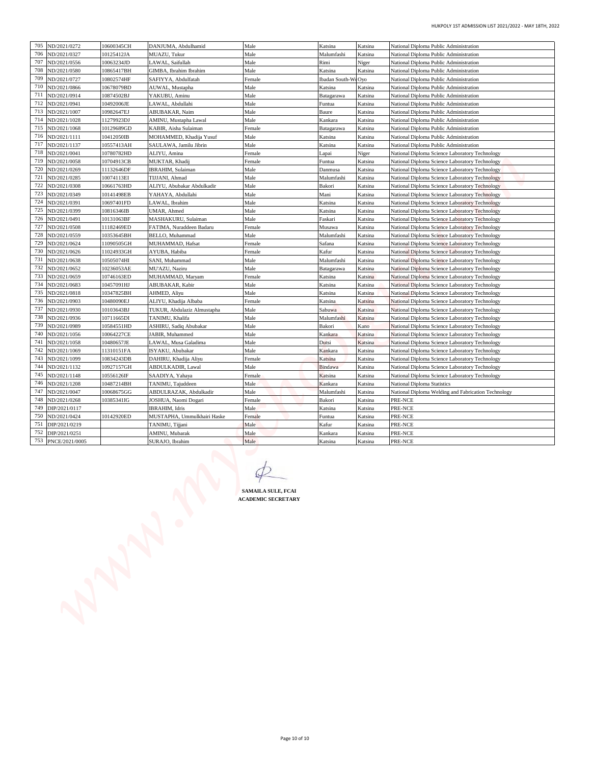| | | | | | | | |
|---|---|---|---|---|---|---|---|
| 705 | ND/2021/0272 | 10600345CH | DANJUMA, Abdulhamid | Male | Katsina | Katsina | National Diploma Public Administration |
| 706 | ND/2021/0327 | 10125412JA | MUAZU, Tukur | Male | Malumfashi | Katsina | National Diploma Public Administration |
| 707 | ND/2021/0556 | 10063234JD | LAWAL, Saifullah | Male | Rimi | Niger | National Diploma Public Administration |
| 708 | ND/2021/0580 | 10865417BH | GIMBA, Ibrahim Ibrahim | Male | Katsina | Katsina | National Diploma Public Administration |
| 709 | ND/2021/0727 | 10802574HF | SAFIYYA, Abdulfatah | Female | Ibadan South-We | Oyo | National Diploma Public Administration |
| 710 | ND/2021/0866 | 10678079BD | AUWAL, Mustapha | Male | Katsina | Katsina | National Diploma Public Administration |
| 711 | ND/2021/0914 | 10874502BJ | YAKUBU, Aminu | Male | Batagarawa | Katsina | National Diploma Public Administration |
| 712 | ND/2021/0941 | 10492006JE | LAWAL, Abdullahi | Male | Funtua | Katsina | National Diploma Public Administration |
| 713 | ND/2021/1007 | 10982647EJ | ABUBAKAR, Naim | Male | Baure | Katsina | National Diploma Public Administration |
| 714 | ND/2021/1028 | 11279923DJ | AMINU, Mustapha Lawal | Male | Kankara | Katsina | National Diploma Public Administration |
| 715 | ND/2021/1068 | 10129689GD | KABIR, Aisha Sulaiman | Female | Batagarawa | Katsina | National Diploma Public Administration |
| 716 | ND/2021/1111 | 10412050IB | MOHAMMED, Khadija Yusuf | Male | Katsina | Katsina | National Diploma Public Administration |
| 717 | ND/2021/1137 | 10557413AH | SAULAWA, Jamilu Jibrin | Male | Katsina | Katsina | National Diploma Public Administration |
| 718 | ND/2021/0041 | 10780782HD | ALIYU, Amina | Female | Lapai | Niger | National Diploma Science Laboratory Technology |
| 719 | ND/2021/0058 | 10704913CB | MUKTAR, Khadij | Female | Funtua | Katsina | National Diploma Science Laboratory Technology |
| 720 | ND/2021/0269 | 11132646DF | IBRAHIM, Sulaiman | Male | Danmusa | Katsina | National Diploma Science Laboratory Technology |
| 721 | ND/2021/0285 | 10074113EI | TIJJANI, Ahmad | Male | Malumfashi | Katsina | National Diploma Science Laboratory Technology |
| 722 | ND/2021/0308 | 10661763HD | ALIYU, Abubakar Abdulkadir | Male | Bakori | Katsina | National Diploma Science Laboratory Technology |
| 723 | ND/2021/0349 | 10141498EB | YAHAYA, Abdullahi | Male | Mani | Katsina | National Diploma Science Laboratory Technology |
| 724 | ND/2021/0391 | 10697401FD | LAWAL, Ibrahim | Male | Katsina | Katsina | National Diploma Science Laboratory Technology |
| 725 | ND/2021/0399 | 10816346IB | UMAR, Ahmed | Male | Katsina | Katsina | National Diploma Science Laboratory Technology |
| 726 | ND/2021/0491 | 10131063BF | MASHAKURU, Sulaiman | Male | Faskari | Katsina | National Diploma Science Laboratory Technology |
| 727 | ND/2021/0508 | 11182469ED | FATIMA, Nuraddeen Badaru | Female | Musawa | Katsina | National Diploma Science Laboratory Technology |
| 728 | ND/2021/0559 | 10353645BH | BELLO, Muhammad | Male | Malumfashi | Katsina | National Diploma Science Laboratory Technology |
| 729 | ND/2021/0624 | 11090505GH | MUHAMMAD, Hafsat | Female | Safana | Katsina | National Diploma Science Laboratory Technology |
| 730 | ND/2021/0626 | 11024933GH | AYUBA, Habiba | Female | Kafur | Katsina | National Diploma Science Laboratory Technology |
| 731 | ND/2021/0638 | 10505074HI | SANI, Muhammad | Male | Malumfashi | Katsina | National Diploma Science Laboratory Technology |
| 732 | ND/2021/0652 | 10236053AE | MU'AZU, Naziru | Male | Batagarawa | Katsina | National Diploma Science Laboratory Technology |
| 733 | ND/2021/0659 | 10746163ED | MUHAMMAD, Maryam | Female | Katsina | Katsina | National Diploma Science Laboratory Technology |
| 734 | ND/2021/0683 | 10457091HJ | ABUBAKAR, Kabir | Male | Katsina | Katsina | National Diploma Science Laboratory Technology |
| 735 | ND/2021/0818 | 10347825BH | AHMED, Aliyu | Male | Katsina | Katsina | National Diploma Science Laboratory Technology |
| 736 | ND/2021/0903 | 10480090EJ | ALIYU, Khadija Albaba | Female | Katsina | Katsina | National Diploma Science Laboratory Technology |
| 737 | ND/2021/0930 | 10103643BJ | TUKUR, Abdulaziz Almustapha | Male | Sabuwa | Katsina | National Diploma Science Laboratory Technology |
| 738 | ND/2021/0936 | 10711665DI | TANIMU, Khalifa | Male | Malumfashi | Katsina | National Diploma Science Laboratory Technology |
| 739 | ND/2021/0989 | 10584551HD | ASHIRU, Sadiq Abubakar | Male | Bakori | Kano | National Diploma Science Laboratory Technology |
| 740 | ND/2021/1056 | 10064227CE | JABIR, Muhammed | Male | Kankara | Katsina | National Diploma Science Laboratory Technology |
| 741 | ND/2021/1058 | 10480657JE | LAWAL, Musa Galadima | Male | Dutsi | Katsina | National Diploma Science Laboratory Technology |
| 742 | ND/2021/1069 | 11310151FA | ISYAKU, Abubakar | Male | Kankara | Katsina | National Diploma Science Laboratory Technology |
| 743 | ND/2021/1099 | 10834243DB | DAHIRU, Khadija Aliyu | Female | Katsina | Katsina | National Diploma Science Laboratory Technology |
| 744 | ND/2021/1132 | 10927157GH | ABDULKADIR, Lawal | Male | Bindawa | Katsina | National Diploma Science Laboratory Technology |
| 745 | ND/2021/1148 | 10556126IF | SAADIYA, Yahaya | Female | Katsina | Katsina | National Diploma Science Laboratory Technology |
| 746 | ND/2021/1208 | 10487214BH | TANIMU, Tajuddeen | Male | Kankara | Katsina | National Diploma Statistics |
| 747 | ND/2021/0047 | 10068675GG | ABDULRAZAK, Abdulkadir | Male | Malumfashi | Katsina | National Diploma Welding and Fabrication Technology |
| 748 | ND/2021/0268 | 10385341IG | JOSHUA, Naomi Dogari | Female | Bakori | Katsina | PRE-NCE |
| 749 | DIP/2021/0117 | | IBRAHIM, Idris | Male | Katsina | Katsina | PRE-NCE |
| 750 | ND/2021/0424 | 10142920ED | MUSTAPHA, Ummulkhairi Haske | Female | Funtua | Katsina | PRE-NCE |
| 751 | DIP/2021/0219 | | TANIMU, Tijjani | Male | Kafur | Katsina | PRE-NCE |
| 752 | DIP/2021/0251 | | AMINU, Mubarak | Male | Kankara | Katsina | PRE-NCE |
| 753 | PNCE/2021/0005 | | SURAJO, Ibrahim | Male | Katsina | Katsina | PRE-NCE |

**SAMAILA SULE, FCAI**
**ACADEMIC SECRETARY**